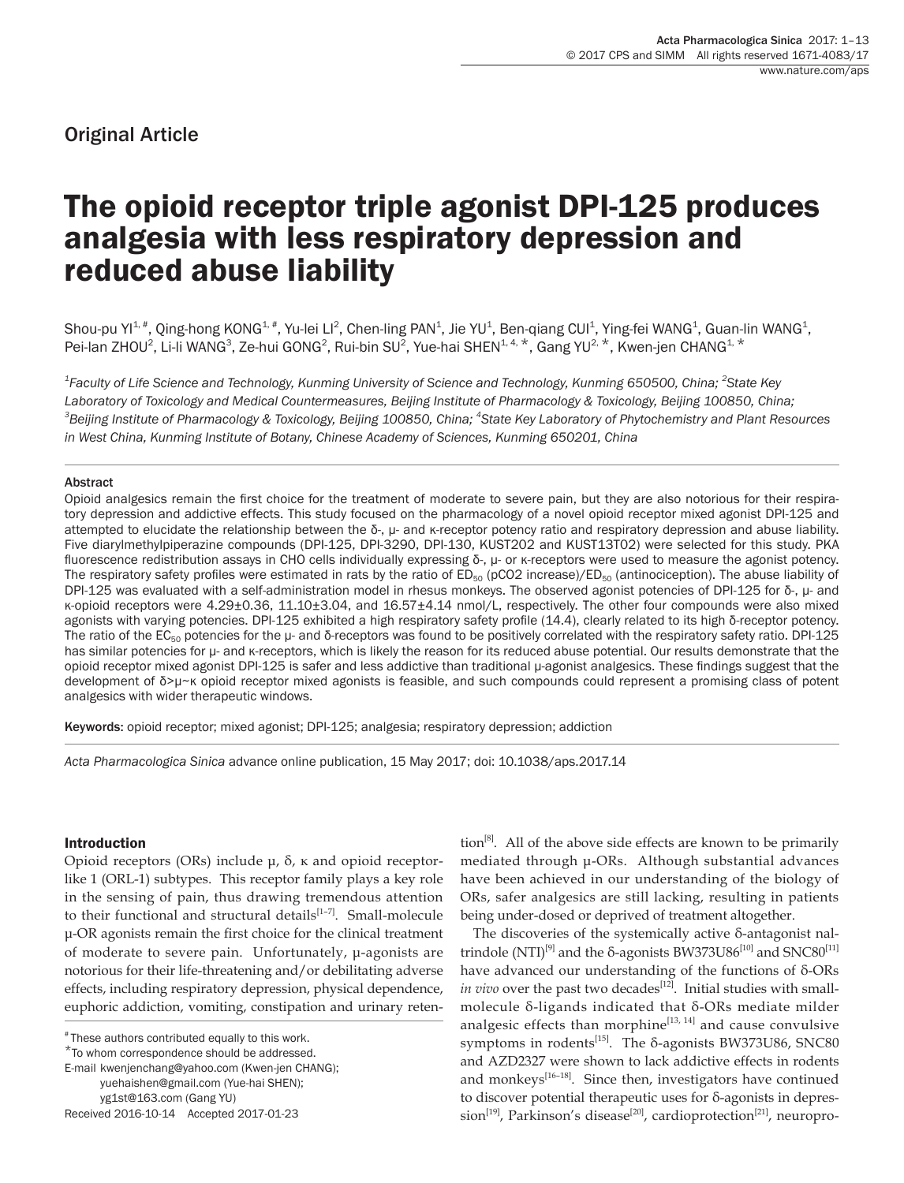Original Article

# The opioid receptor triple agonist DPI-125 produces analgesia with less respiratory depression and reduced abuse liability

Shou-pu YI[1,#], Qing-hong KONG[1,#], Yu-lei LI[2], Chen-ling PAN[1], Jie YU[1], Ben-qiang CUI[1], Ying-fei WANG[1], Guan-lin WANG[1], Pei-lan ZHOU[2], Li-li WANG[3], Ze-hui GONG[2], Rui-bin SU[2], Yue-hai SHEN[1,4,*], Gang YU[2,*], Kwen-jen CHANG[1,*]

*[1]Faculty of Life Science and Technology, Kunming University of Science and Technology, Kunming 650500, China; [2]State Key Laboratory of Toxicology and Medical Countermeasures, Beijing Institute of Pharmacology & Toxicology, Beijing 100850, China; [3]Beijing Institute of Pharmacology & Toxicology, Beijing 100850, China; [4]State Key Laboratory of Phytochemistry and Plant Resources in West China, Kunming Institute of Botany, Chinese Academy of Sciences, Kunming 650201, China*

### Abstract

Opioid analgesics remain the first choice for the treatment of moderate to severe pain, but they are also notorious for their respiratory depression and addictive effects. This study focused on the pharmacology of a novel opioid receptor mixed agonist DPI-125 and attempted to elucidate the relationship between the δ-, μ- and κ-receptor ratio and respiratory depression and abuse liability. Five diarylmethylpiperazine compounds (DPI-125, DPI-3290, DPI-130, KUST202 and KUST13T02) were selected for this study. PKA fluorescence redistribution assays in CHO cells individually expressing δ-, μ- or κ-receptors were used to measure the agonist potency. The respiratory safety profiles were estimated in rats by the ratio of $ED_{50}$ (pCO2 increase)/$ED_{50}$ (antinociception). The abuse liability of DPI-125 was evaluated with a self-administration model in rhesus monkeys. The observed agonist potencies of DPI-125 for δ-, μ- and κ-opioid receptors were 4.29±0.36, 11.10±3.04, and 16.57±4.14 nmol/L, respectively. The other four compounds were also mixed agonists with varying potencies. DPI-125 exhibited a high respiratory safety profile (14.4), clearly related to its high δ-receptor potency. The ratio of the $EC_{50}$ potencies for the μ- and δ-receptors was found to be positively correlated with the respiratory safety ratio. DPI-125 has similar potencies for μ- and κ-receptors, which is likely the reason for its reduced abuse potential. Our results demonstrate that the opioid receptor mixed agonist DPI-125 is safer and less addictive than traditional μ-agonist analgesics. These findings suggest that the development of δ>μ~κ opioid receptor mixed agonists is feasible, and such compounds could represent a promising class of potent analgesics with wider therapeutic windows.

**Keywords:** opioid receptor; mixed agonist; DPI-125; analgesia; respiratory depression; addiction

*Acta Pharmacologica Sinica* advance online publication, 15 May 2017; doi: 10.1038/aps.2017.14

## Introduction

Opioid receptors (ORs) include μ, δ, κ and opioid receptor-like 1 (ORL-1) subtypes. This receptor family plays a key role in the sensing of pain, thus drawing tremendous attention to their functional and structural details[1–7]. Small-molecule μ-OR agonists remain the first choice for the clinical treatment of moderate to severe pain. Unfortunately, μ-agonists are notorious for their life-threatening and/or debilitating adverse effects, including respiratory depression, physical dependence, euphoric addiction, vomiting, constipation and urinary retention[8]. All of the above side effects are known to be primarily mediated through μ-ORs. Although substantial advances have been achieved in our understanding of the biology of ORs, safer analgesics are still lacking, resulting in patients being under-dosed or deprived of treatment altogether.

The discoveries of the systemically active δ-antagonist naltrindole (NTI)[9] and the δ-agonists BW373U86[10] and SNC80[11] have advanced our understanding of the functions of δ-ORs *in vivo* over the past two decades[12]. Initial studies with small-molecule δ-ligands indicated that δ-ORs mediate milder analgesic effects than morphine[13, 14] and cause convulsive symptoms in rodents[15]. The δ-agonists BW373U86, SNC80 and AZD2327 were shown to lack addictive effects in rodents and monkeys[16–18]. Since then, investigators have continued to discover potential therapeutic uses for δ-agonists in depression[19], Parkinson's disease[20], cardioprotection[21], neuropro-

[#]These authors contributed equally to this work.
[*]To whom correspondence should be addressed.
E-mail kwenjenchang@yahoo.com (Kwen-jen CHANG);
yuehaishen@gmail.com (Yue-hai SHEN);
yg1st@163.com (Gang YU)
Received 2016-10-14 Accepted 2017-01-23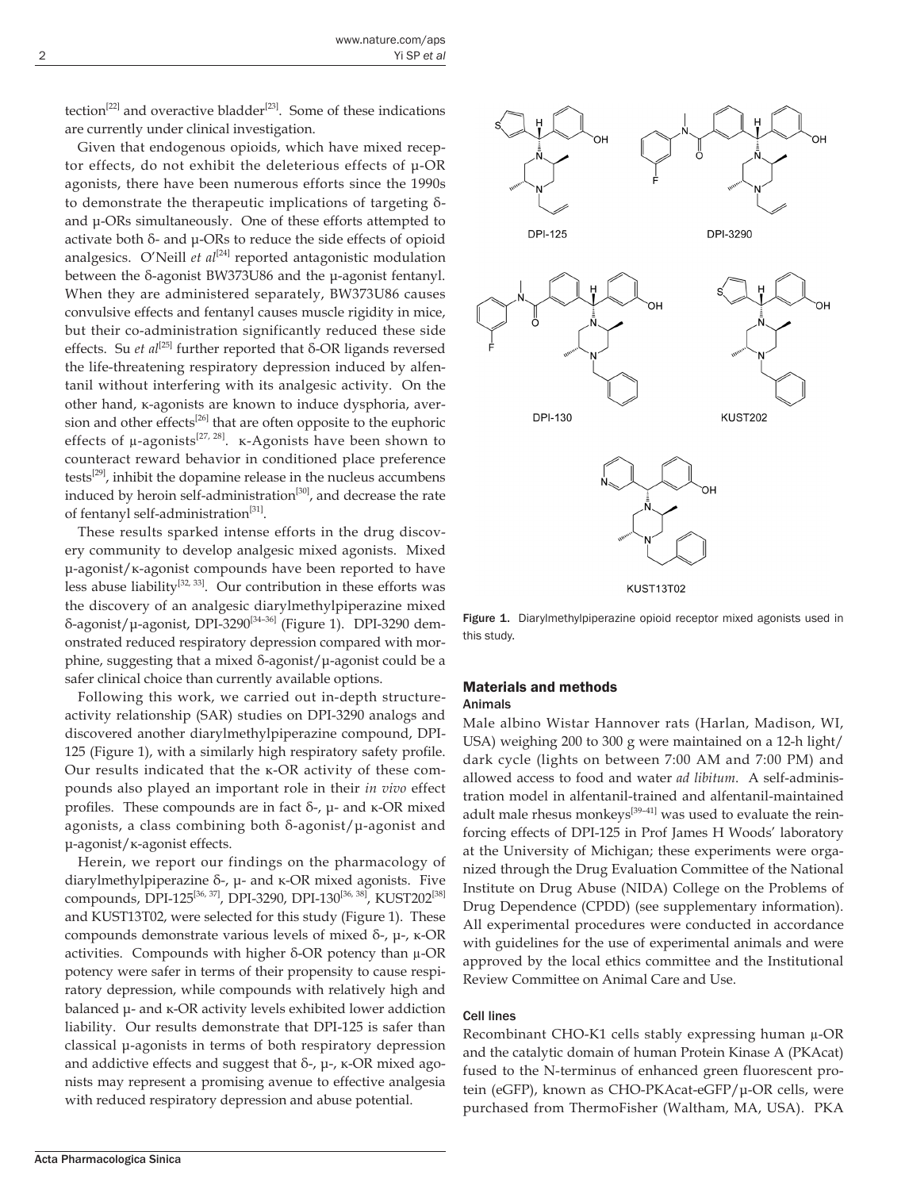tection[22] and overactive bladder[23]. Some of these indications are currently under clinical investigation.

Given that endogenous opioids, which have mixed receptor effects, do not exhibit the deleterious effects of μ-OR agonists, there have been numerous efforts since the 1990s to demonstrate the therapeutic implications of targeting δ- and μ-ORs simultaneously. One of these efforts attempted to activate both δ- and μ-ORs to reduce the side effects of opioid analgesics. O'Neill *et al*[24] reported antagonistic modulation between the δ-agonist BW373U86 and the μ-agonist fentanyl. When they are administered separately, BW373U86 causes convulsive effects and fentanyl causes muscle rigidity in mice, but their co-administration significantly reduced these side effects. Su *et al*[25] further reported that δ-OR ligands reversed the life-threatening respiratory depression induced by alfentanil without interfering with its analgesic activity. On the other hand, κ-agonists are known to induce dysphoria, aversion and other effects[26] that are often opposite to the euphoric effects of μ-agonists[27, 28]. κ-Agonists have been shown to counteract reward behavior in conditioned place preference tests[29], inhibit the dopamine release in the nucleus accumbens induced by heroin self-administration[30], and decrease the rate of fentanyl self-administration[31].

These results sparked intense efforts in the drug discovery community to develop analgesic mixed agonists. Mixed μ-agonist/κ-agonist compounds have been reported to have less abuse liability[32, 33]. Our contribution in these efforts was the discovery of an analgesic diarylmethylpiperazine mixed δ-agonist/μ-agonist, DPI-3290[34–36] (Figure 1). DPI-3290 demonstrated reduced respiratory depression compared with morphine, suggesting that a mixed δ-agonist/μ-agonist could be a safer clinical choice than currently available options.

Following this work, we carried out in-depth structure-activity relationship (SAR) studies on DPI-3290 analogs and discovered another diarylmethylpiperazine compound, DPI-125 (Figure 1), with a similarly high respiratory safety profile. Our results indicated that the κ-OR activity of these compounds also played an important role in their *in vivo* effect profiles. These compounds are in fact δ-, μ- and κ-OR mixed agonists, a class combining both δ-agonist/μ-agonist and μ-agonist/κ-agonist effects.

Herein, we report our findings on the pharmacology of diarylmethylpiperazine δ-, μ- and κ-OR mixed agonists. Five compounds, DPI-125[36, 37], DPI-3290, DPI-130[36, 38], KUST202[38] and KUST13T02, were selected for this study (Figure 1). These compounds demonstrate various levels of mixed δ-, μ-, κ-OR activities. Compounds with higher δ-OR potency than μ-OR potency were safer in terms of their propensity to cause respiratory depression, while compounds with relatively high and balanced μ- and κ-OR activity levels exhibited lower addiction liability. Our results demonstrate that DPI-125 is safer than classical μ-agonists in terms of both respiratory depression and addictive effects and suggest that δ-, μ-, κ-OR mixed agonists may represent a promising avenue to effective analgesia with reduced respiratory depression and abuse potential.

**Figure 1.** Diarylmethylpiperazine opioid receptor mixed agonists used in this study.

## Materials and methods

### Animals

Male albino Wistar Hannover rats (Harlan, Madison, WI, USA) weighing 200 to 300 g were maintained on a 12-h light/dark cycle (lights on between 7:00 AM and 7:00 PM) and allowed access to food and water *ad libitum*. A self-administration model in alfentanil-trained and alfentanil-maintained adult male rhesus monkeys[39–41] was used to evaluate the reinforcing effects of DPI-125 in Prof James H Woods' laboratory at the University of Michigan; these experiments were organized through the Drug Evaluation Committee of the National Institute on Drug Abuse (NIDA) College on the Problems of Drug Dependence (CPDD) (see supplementary information). All experimental procedures were conducted in accordance with guidelines for the use of experimental animals and were approved by the local ethics committee and the Institutional Review Committee on Animal Care and Use.

### Cell lines

Recombinant CHO-K1 cells stably expressing human μ-OR and the catalytic domain of human Protein Kinase A (PKAcat) fused to the N-terminus of enhanced green fluorescent protein (eGFP), known as CHO-PKAcat-eGFP/μ-OR cells, were purchased from ThermoFisher (Waltham, MA, USA). PKA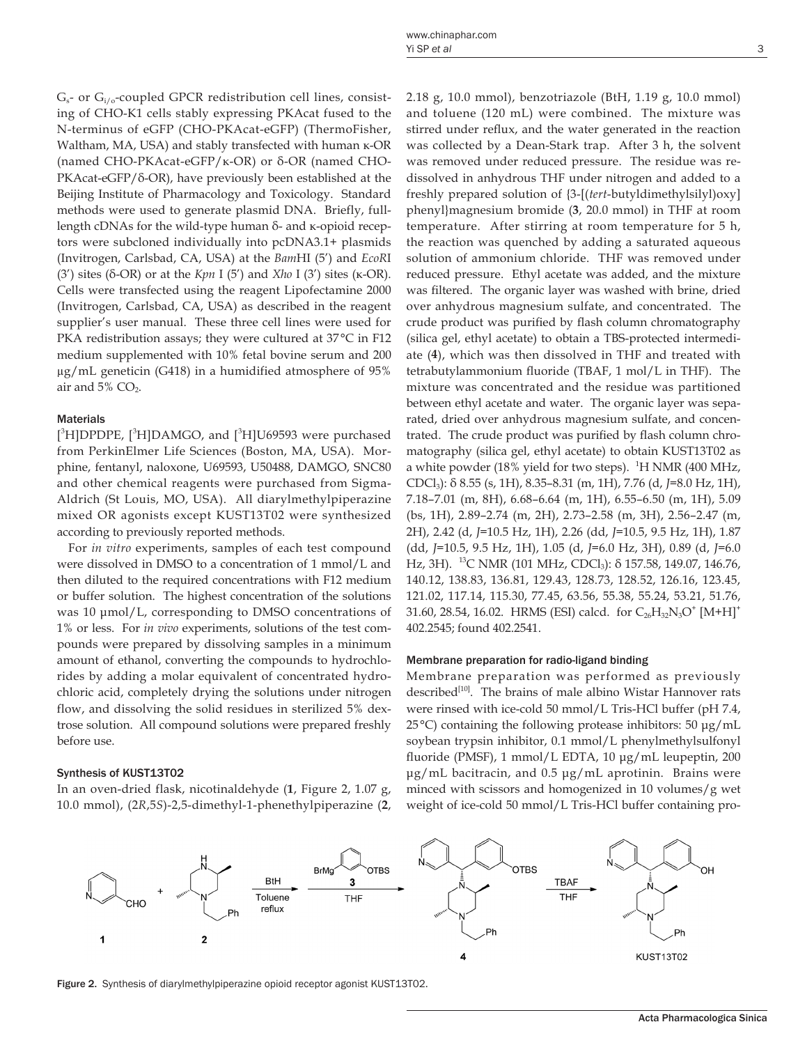$G_s$- or $G_{i/o}$-coupled GPCR redistribution cell lines, consisting of CHO-K1 cells stably expressing PKAcat fused to the N-terminus of eGFP (CHO-PKAcat-eGFP) (ThermoFisher, Waltham, MA, USA) and stably transfected with human κ-OR (named CHO-PKAcat-eGFP/κ-OR) or δ-OR (named CHO-PKAcat-eGFP/δ-OR), have previously been established at the Beijing Institute of Pharmacology and Toxicology. Standard methods were used to generate plasmid DNA. Briefly, full-length cDNAs for the wild-type human δ- and κ-opioid receptors were subcloned individually into pcDNA3.1+ plasmids (Invitrogen, Carlsbad, CA, USA) at the *Bam*HI (5′) and *EcoR*I (3′) sites (δ-OR) or at the *Kpn* I (5′) and *Xho* I (3′) sites (κ-OR). Cells were transfected using the reagent Lipofectamine 2000 (Invitrogen, Carlsbad, CA, USA) as described in the reagent supplier's user manual. These three cell lines were used for PKA redistribution assays; they were cultured at 37 °C in F12 medium supplemented with 10% fetal bovine serum and 200 μg/mL geneticin (G418) in a humidified atmosphere of 95% air and 5% $CO_2$.

#### Materials

[$^3$H]DPDPE, [$^3$H]DAMGO, and [$^3$H]U69593 were purchased from PerkinElmer Life Sciences (Boston, MA, USA). Morphine, fentanyl, naloxone, U69593, U50488, DAMGO, SNC80 and other chemical reagents were purchased from Sigma-Aldrich (St Louis, MO, USA). All diarylmethylpiperazine mixed OR agonists except KUST13T02 were synthesized according to previously reported methods.

For *in vitro* experiments, samples of each test compound were dissolved in DMSO to a concentration of 1 mmol/L and then diluted to the required concentrations with F12 medium or buffer solution. The highest concentration of the solutions was 10 μmol/L, corresponding to DMSO concentrations of 1% or less. For *in vivo* experiments, solutions of the test compounds were prepared by dissolving samples in a minimum amount of ethanol, converting the compounds to hydrochlorides by adding a molar equivalent of concentrated hydrochloric acid, completely drying the solutions under nitrogen flow, and dissolving the solid residues in sterilized 5% dextrose solution. All compound solutions were prepared freshly before use.

#### Synthesis of KUST13T02

In an oven-dried flask, nicotinaldehyde (**1**, Figure 2, 1.07 g, 10.0 mmol), (2*R*,5*S*)-2,5-dimethyl-1-phenethylpiperazine (**2**, 2.18 g, 10.0 mmol), benzotriazole (BtH, 1.19 g, 10.0 mmol) and toluene (120 mL) were combined. The mixture was stirred under reflux, and the water generated in the reaction was collected by a Dean-Stark trap. After 3 h, the solvent was removed under reduced pressure. The residue was redissolved in anhydrous THF under nitrogen and added to a freshly prepared solution of {3-[(*tert*-butyldimethylsilyl)oxy] phenyl}magnesium bromide (**3**, 20.0 mmol) in THF at room temperature. After stirring at room temperature for 5 h, the reaction was quenched by adding a saturated aqueous solution of ammonium chloride. THF was removed under reduced pressure. Ethyl acetate was added, and the mixture was filtered. The organic layer was washed with brine, dried over anhydrous magnesium sulfate, and concentrated. The crude product was purified by flash column chromatography (silica gel, ethyl acetate) to obtain a TBS-protected intermediate (**4**), which was then dissolved in THF and treated with tetrabutylammonium fluoride (TBAF, 1 mol/L in THF). The mixture was concentrated and the residue was partitioned between ethyl acetate and water. The organic layer was separated, dried over anhydrous magnesium sulfate, and concentrated. The crude product was purified by flash column chromatography (silica gel, ethyl acetate) to obtain KUST13T02 as a white powder (18% yield for two steps). $^1$H NMR (400 MHz, $CDCl_3$): δ 8.55 (s, 1H), 8.35–8.31 (m, 1H), 7.76 (d, *J*=8.0 Hz, 1H), 7.18–7.01 (m, 8H), 6.68–6.64 (m, 1H), 6.55–6.50 (m, 1H), 5.09 (bs, 1H), 2.89–2.74 (m, 2H), 2.73–2.58 (m, 3H), 2.56–2.47 (m, 2H), 2.42 (d, *J*=10.5 Hz, 1H), 2.26 (dd, *J*=10.5, 9.5 Hz, 1H), 1.87 (dd, *J*=10.5, 9.5 Hz, 1H), 1.05 (d, *J*=6.0 Hz, 3H), 0.89 (d, *J*=6.0 Hz, 3H). $^{13}$C NMR (101 MHz, $CDCl_3$): δ 157.58, 149.07, 146.76, 140.12, 138.83, 136.81, 129.43, 128.73, 128.52, 126.16, 123.45, 121.02, 117.14, 115.30, 77.45, 63.56, 55.38, 55.24, 53.21, 51.76, 31.60, 28.54, 16.02. HRMS (ESI) calcd. for $C_{26}H_{32}N_3O^+$ [M+H]$^+$ 402.2545; found 402.2541.

#### Membrane preparation for radio-ligand binding

Membrane preparation was performed as previously described[10]. The brains of male albino Wistar Hannover rats were rinsed with ice-cold 50 mmol/L Tris-HCl buffer (pH 7.4, 25 °C) containing the following protease inhibitors: 50 μg/mL soybean trypsin inhibitor, 0.1 mmol/L phenylmethylsulfonyl fluoride (PMSF), 1 mmol/L EDTA, 10 μg/mL leupeptin, 200 μg/mL bacitracin, and 0.5 μg/mL aprotinin. Brains were minced with scissors and homogenized in 10 volumes/g wet weight of ice-cold 50 mmol/L Tris-HCl buffer containing pro-

Figure 2. Synthesis of diarylmethylpiperazine opioid receptor agonist KUST13T02.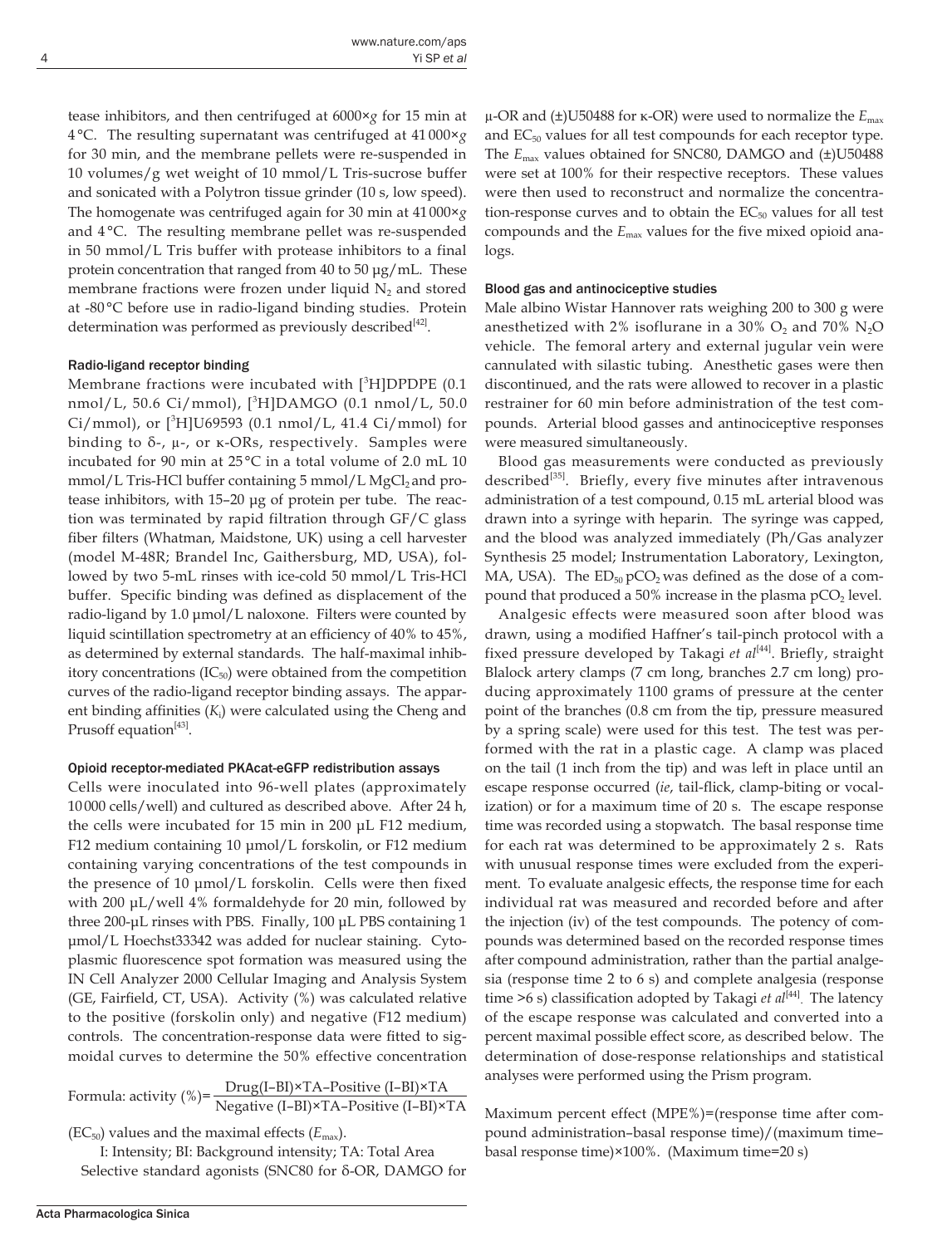tease inhibitors, and then centrifuged at 6000×*g* for 15 min at 4 °C. The resulting supernatant was centrifuged at 41 000×*g* for 30 min, and the membrane pellets were re-suspended in 10 volumes/g wet weight of 10 mmol/L Tris-sucrose buffer and sonicated with a Polytron tissue grinder (10 s, low speed). The homogenate was centrifuged again for 30 min at 41 000×*g* and 4 °C. The resulting membrane pellet was re-suspended in 50 mmol/L Tris buffer with protease inhibitors to a final protein concentration that ranged from 40 to 50 μg/mL. These membrane fractions were frozen under liquid $N_2$ and stored at -80 °C before use in radio-ligand binding studies. Protein determination was performed as previously described[42].

### Radio-ligand receptor binding

Membrane fractions were incubated with [$^3$H]DPDPE (0.1 nmol/L, 50.6 Ci/mmol), [$^3$H]DAMGO (0.1 nmol/L, 50.0 Ci/mmol), or [$^3$H]U69593 (0.1 nmol/L, 41.4 Ci/mmol) for binding to δ-, μ-, or κ-ORs, respectively. Samples were incubated for 90 min at 25 °C in a total volume of 2.0 mL 10 mmol/L Tris-HCl buffer containing 5 mmol/L $MgCl_2$ and protease inhibitors, with 15–20 μg of protein per tube. The reaction was terminated by rapid filtration through GF/C glass fiber filters (Whatman, Maidstone, UK) using a cell harvester (model M-48R; Brandel Inc, Gaithersburg, MD, USA), followed by two 5-mL rinses with ice-cold 50 mmol/L Tris-HCl buffer. Specific binding was defined as displacement of the radio-ligand by 1.0 μmol/L naloxone. Filters were counted by liquid scintillation spectrometry at an efficiency of 40% to 45%, as determined by external standards. The half-maximal inhibitory concentrations ($IC_{50}$) were obtained from the competition curves of the radio-ligand receptor binding assays. The apparent binding affinities ($K_i$) were calculated using the Cheng and Prusoff equation[43].

### Opioid receptor-mediated PKAcat-eGFP redistribution assays

Cells were inoculated into 96-well plates (approximately 10 000 cells/well) and cultured as described above. After 24 h, the cells were incubated for 15 min in 200 μL F12 medium, F12 medium containing 10 μmol/L forskolin, or F12 medium containing varying concentrations of the test compounds in the presence of 10 μmol/L forskolin. Cells were then fixed with 200 μL/well 4% formaldehyde for 20 min, followed by three 200-μL rinses with PBS. Finally, 100 μL PBS containing 1 μmol/L Hoechst33342 was added for nuclear staining. Cytoplasmic fluorescence spot formation was measured using the IN Cell Analyzer 2000 Cellular Imaging and Analysis System (GE, Fairfield, CT, USA). Activity (%) was calculated relative to the positive (forskolin only) and negative (F12 medium) controls. The concentration-response data were fitted to sigmoidal curves to determine the 50% effective concentration

$$\text{Formula: activity (\%)} = \frac{\text{Drug(I–BI)×TA–Positive (I–BI)×TA}}{\text{Negative (I–BI)×TA–Positive (I–BI)×TA}}$$

($EC_{50}$) values and the maximal effects ($E_{max}$).

I: Intensity; BI: Background intensity; TA: Total Area

Selective standard agonists (SNC80 for δ-OR, DAMGO for μ-OR and (±)U50488 for κ-OR) were used to normalize the $E_{max}$ and $EC_{50}$ values for all test compounds for each receptor type. The $E_{max}$ values obtained for SNC80, DAMGO and (±)U50488 were set at 100% for their respective receptors. These values were then used to reconstruct and normalize the concentration-response curves and to obtain the $EC_{50}$ values for all test compounds and the $E_{max}$ values for the five mixed opioid analogs.

### Blood gas and antinociceptive studies

Male albino Wistar Hannover rats weighing 200 to 300 g were anesthetized with 2% isoflurane in a 30% $O_2$ and 70% $N_2O$ vehicle. The femoral artery and external jugular vein were cannulated with silastic tubing. Anesthetic gases were then discontinued, and the rats were allowed to recover in a plastic restrainer for 60 min before administration of the test compounds. Arterial blood gasses and antinociceptive responses were measured simultaneously.

Blood gas measurements were conducted as previously described[35]. Briefly, every five minutes after intravenous administration of a test compound, 0.15 mL arterial blood was drawn into a syringe with heparin. The syringe was capped, and the blood was analyzed immediately (Ph/Gas analyzer Synthesis 25 model; Instrumentation Laboratory, Lexington, MA, USA). The $ED_{50}$ $pCO_2$ was defined as the dose of a compound that produced a 50% increase in the plasma $pCO_2$ level.

Analgesic effects were measured soon after blood was drawn, using a modified Haffner's tail-pinch protocol with a fixed pressure developed by Takagi *et al*[44]. Briefly, straight Blalock artery clamps (7 cm long, branches 2.7 cm long) producing approximately 1100 grams of pressure at the center point of the branches (0.8 cm from the tip, pressure measured by a spring scale) were used for this test. The test was performed with the rat in a plastic cage. A clamp was placed on the tail (1 inch from the tip) and was left in place until an escape response occurred (*ie*, tail-flick, clamp-biting or vocalization) or for a maximum time of 20 s. The escape response time was recorded using a stopwatch. The basal response time for each rat was determined to be approximately 2 s. Rats with unusual response times were excluded from the experiment. To evaluate analgesic effects, the response time for each individual rat was measured and recorded before and after the injection (iv) of the test compounds. The potency of compounds was determined based on the recorded response times after compound administration, rather than the partial analgesia (response time 2 to 6 s) and complete analgesia (response time >6 s) classification adopted by Takagi *et al*[44]. The latency of the escape response was calculated and converted into a percent maximal possible effect score, as described below. The determination of dose-response relationships and statistical analyses were performed using the Prism program.

Maximum percent effect (MPE%)=(response time after compound administration–basal response time)/(maximum time–basal response time)×100%. (Maximum time=20 s)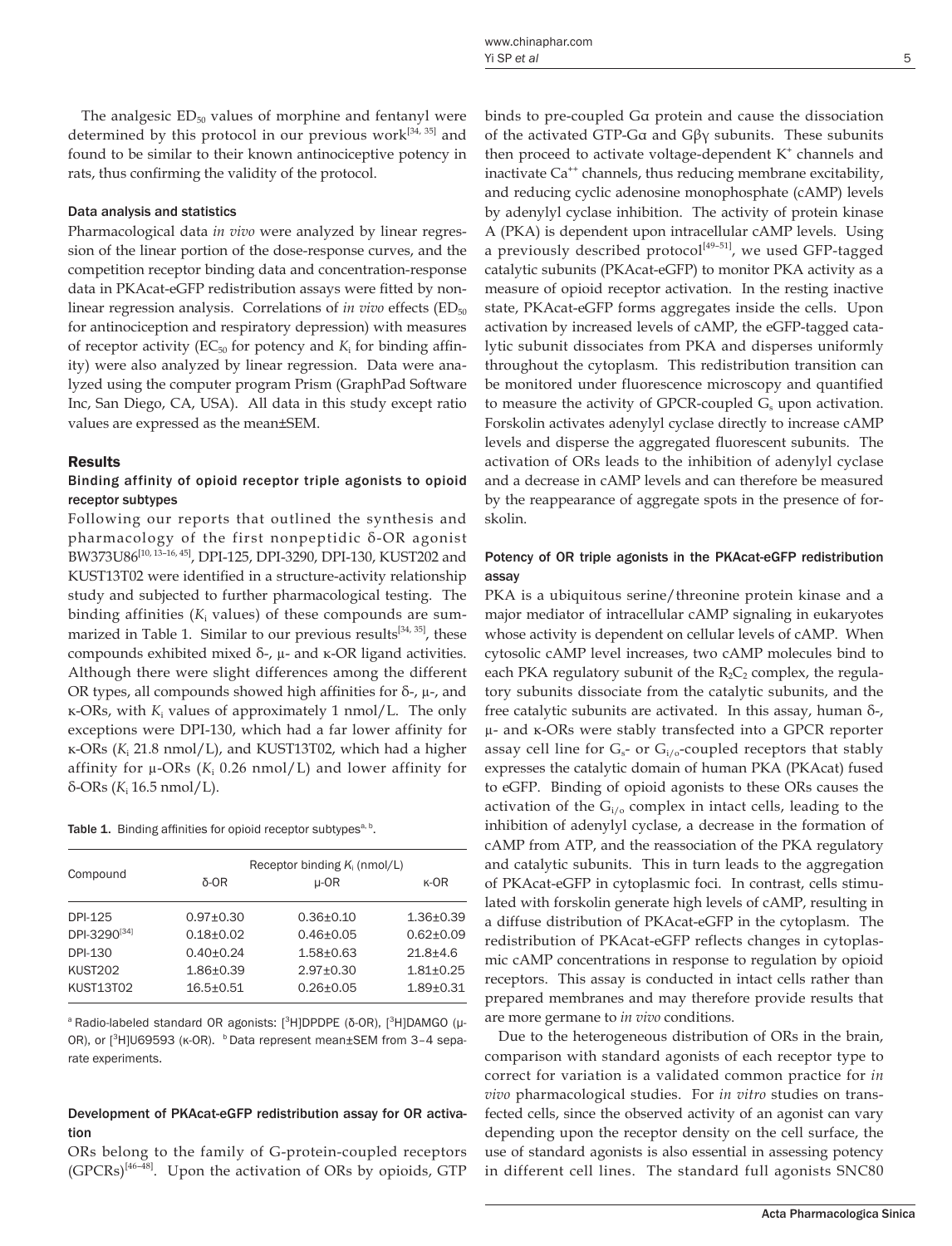The analgesic $ED_{50}$ values of morphine and fentanyl were determined by this protocol in our previous work[34, 35] and found to be similar to their known antinociceptive potency in rats, thus confirming the validity of the protocol.

### Data analysis and statistics

Pharmacological data *in vivo* were analyzed by linear regression of the linear portion of the dose-response curves, and the competition receptor binding data and concentration-response data in PKAcat-eGFP redistribution assays were fitted by nonlinear regression analysis. Correlations of *in vivo* effects ($ED_{50}$ for antinociception and respiratory depression) with measures of receptor activity ($EC_{50}$ for potency and $K_i$ for binding affinity) were also analyzed by linear regression. Data were analyzed using the computer program Prism (GraphPad Software Inc, San Diego, CA, USA). All data in this study except ratio values are expressed as the mean±SEM.

## Results

### Binding affinity of opioid receptor triple agonists to opioid receptor subtypes

Following our reports that outlined the synthesis and pharmacology of the first nonpeptidic δ-OR agonist BW373U86[10, 13–16, 45], DPI-125, DPI-3290, DPI-130, KUST202 and KUST13T02 were identified in a structure-activity relationship study and subjected to further pharmacological testing. The binding affinities ($K_i$ values) of these compounds are summarized in Table 1. Similar to our previous results[34, 35], these compounds exhibited mixed δ-, μ- and κ-OR ligand activities. Although there were slight differences among the different OR types, all compounds showed high affinities for δ-, μ-, and κ-ORs, with $K_i$ values of approximately 1 nmol/L. The only exceptions were DPI-130, which had a far lower affinity for κ-ORs ($K_i$ 21.8 nmol/L), and KUST13T02, which had a higher affinity for μ-ORs ($K_i$ 0.26 nmol/L) and lower affinity for δ-ORs ($K_i$ 16.5 nmol/L).

**Table 1.** Binding affinities for opioid receptor subtypes[a, b].

| Compound | Receptor binding $K_i$ (nmol/L) | | |
|---|---|---|---|
| | δ-OR | μ-OR | κ-OR |
| DPI-125 | 0.97±0.30 | 0.36±0.10 | 1.36±0.39 |
| DPI-3290[34] | 0.18±0.02 | 0.46±0.05 | 0.62±0.09 |
| DPI-130 | 0.40±0.24 | 1.58±0.63 | 21.8±4.6 |
| KUST202 | 1.86±0.39 | 2.97±0.30 | 1.81±0.25 |
| KUST13T02 | 16.5±0.51 | 0.26±0.05 | 1.89±0.31 |

[a] Radio-labeled standard OR agonists: [$^3$H]DPDPE (δ-OR), [$^3$H]DAMGO (μ-OR), or [$^3$H]U69593 (κ-OR). [b] Data represent mean±SEM from 3–4 separate experiments.

### Development of PKAcat-eGFP redistribution assay for OR activation

ORs belong to the family of G-protein-coupled receptors (GPCRs)[46–48]. Upon the activation of ORs by opioids, GTP binds to pre-coupled Gα protein and cause the dissociation of the activated GTP-Gα and Gβγ subunits. These subunits then proceed to activate voltage-dependent $K^+$ channels and inactivate $Ca^{++}$ channels, thus reducing membrane excitability, and reducing cyclic adenosine monophosphate (cAMP) levels by adenylyl cyclase inhibition. The activity of protein kinase A (PKA) is dependent upon intracellular cAMP levels. Using a previously described protocol[49–51], we used GFP-tagged catalytic subunits (PKAcat-eGFP) to monitor PKA activity as a measure of opioid receptor activation. In the resting inactive state, PKAcat-eGFP forms aggregates inside the cells. Upon activation by increased levels of cAMP, the eGFP-tagged catalytic subunit dissociates from PKA and disperses uniformly throughout the cytoplasm. This redistribution transition can be monitored under fluorescence microscopy and quantified to measure the activity of GPCR-coupled $G_s$ upon activation. Forskolin activates adenylyl cyclase directly to increase cAMP levels and disperse the aggregated fluorescent subunits. The activation of ORs leads to the inhibition of adenylyl cyclase and a decrease in cAMP levels and can therefore be measured by the reappearance of aggregate spots in the presence of forskolin.

### Potency of OR triple agonists in the PKAcat-eGFP redistribution assay

PKA is a ubiquitous serine/threonine protein kinase and a major mediator of intracellular cAMP signaling in eukaryotes whose activity is dependent on cellular levels of cAMP. When cytosolic cAMP level increases, two cAMP molecules bind to each PKA regulatory subunit of the $R_2C_2$ complex, the regulatory subunits dissociate from the catalytic subunits, and the free catalytic subunits are activated. In this assay, human δ-, μ- and κ-ORs were stably transfected into a GPCR reporter assay cell line for $G_s$- or $G_{i/o}$-coupled receptors that stably expresses the catalytic domain of human PKA (PKAcat) fused to eGFP. Binding of opioid agonists to these ORs causes the activation of the $G_{i/o}$ complex in intact cells, leading to the inhibition of adenylyl cyclase, a decrease in the formation of cAMP from ATP, and the reassociation of the PKA regulatory and catalytic subunits. This in turn leads to the aggregation of PKAcat-eGFP in cytoplasmic foci. In contrast, cells stimulated with forskolin generate high levels of cAMP, resulting in a diffuse distribution of PKAcat-eGFP in the cytoplasm. The redistribution of PKAcat-eGFP reflects changes in cytoplasmic cAMP concentrations in response to regulation by opioid receptors. This assay is conducted in intact cells rather than prepared membranes and may therefore provide results that are more germane to *in vivo* conditions.

Due to the heterogeneous distribution of ORs in the brain, comparison with standard agonists of each receptor type to correct for variation is a validated common practice for *in vivo* pharmacological studies. For *in vitro* studies on transfected cells, since the observed activity of an agonist can vary depending upon the receptor density on the cell surface, the use of standard agonists is also essential in assessing potency in different cell lines. The standard full agonists SNC80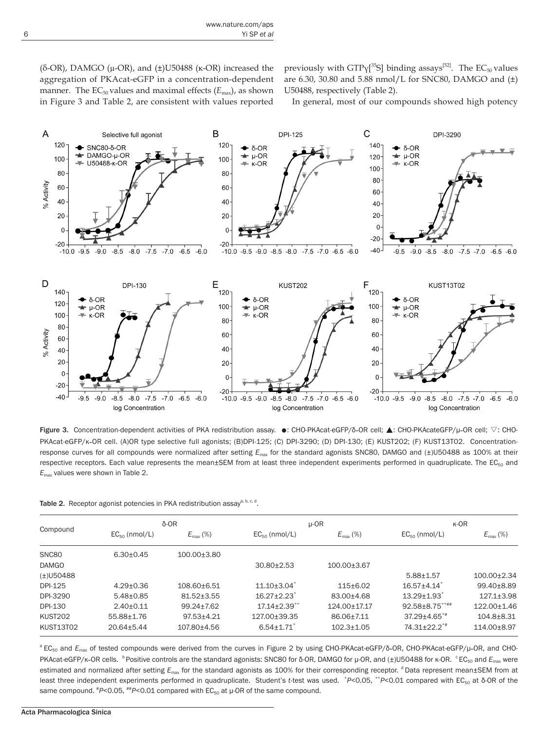(δ-OR), DAMGO (μ-OR), and (±)U50488 (κ-OR) increased the aggregation of PKAcat-eGFP in a concentration-dependent manner. The $EC_{50}$ values and maximal effects ($E_{max}$), as shown in Figure 3 and Table 2, are consistent with values reported previously with GTPγ[$^{35}$S] binding assays[52]. The $EC_{50}$ values are 6.30, 30.80 and 5.88 nmol/L for SNC80, DAMGO and (±)U50488, respectively (Table 2).

In general, most of our compounds showed high potency

Figure 3. Concentration-dependent activities of PKA redistribution assay. ●: CHO-PKAcat-eGFP/δ-OR cell; ▲: CHO-PKAcateGFP/μ-OR cell; ▽: CHO-PKAcat-eGFP/κ-OR cell. (A)OR type selective full agonists; (B)DPI-125; (C) DPI-3290; (D) DPI-130; (E) KUST202; (F) KUST13T02. Concentration-response curves for all compounds were normalized after setting $E_{max}$ for the standard agonists SNC80, DAMGO and (±)U50488 as 100% at their respective receptors. Each value represents the mean±SEM from at least three independent experiments performed in quadruplicate. The $EC_{50}$ and $E_{max}$ values were shown in Table 2.

Table 2. Receptor agonist potencies in PKA redistribution assay[a, b, c, d].

| Compound | δ-OR | | μ-OR | | κ-OR | |
|---|---|---|---|---|---|---|
| | $EC_{50}$ (nmol/L) | $E_{max}$ (%) | $EC_{50}$ (nmol/L) | $E_{max}$ (%) | $EC_{50}$ (nmol/L) | $E_{max}$ (%) |
| SNC80 | 6.30±0.45 | 100.00±3.80 | | | | |
| DAMGO | | | 30.80±2.53 | 100.00±3.67 | | |
| (±)U50488 | | | | | 5.88±1.57 | 100.00±2.34 |
| DPI-125 | 4.29±0.36 | 108.60±6.51 | 11.10±3.04* | 115±6.02 | 16.57±4.14* | 99.40±8.89 |
| DPI-3290 | 5.48±0.85 | 81.52±3.55 | 16.27±2.23* | 83.00±4.68 | 13.29±1.93* | 127.1±3.98 |
| DPI-130 | 2.40±0.11 | 99.24±7.62 | 17.14±2.39** | 124.00±17.17 | 92.58±8.75**## | 122.00±1.46 |
| KUST202 | 55.88±1.76 | 97.53±4.21 | 127.00±39.35 | 86.06±7.11 | 37.29±4.65*# | 104.8±8.31 |
| KUST13T02 | 20.64±5.44 | 107.80±4.56 | 6.54±1.71* | 102.3±1.05 | 74.31±22.2*# | 114.00±8.97 |

[a] $EC_{50}$ and $E_{max}$ of tested compounds were derived from the curves in Figure 2 by using CHO-PKAcat-eGFP/δ-OR, CHO-PKAcat-eGFP/μ-OR, and CHO-PKAcat-eGFP/κ-OR cells. [b] Positive controls are the standard agonists: SNC80 for δ-OR, DAMGO for μ-OR, and (±)U50488 for κ-OR. [c] $EC_{50}$ and $E_{max}$ were estimated and normalized after setting $E_{max}$ for the standard agonists as 100% for their corresponding receptor. [d] Data represent mean±SEM from at least three independent experiments performed in quadruplicate. Student's *t*-test was used. *$P<0.05$, **$P<0.01$ compared with $EC_{50}$ at δ-OR of the same compound. #$P<0.05$, ##$P<0.01$ compared with $EC_{50}$ at μ-OR of the same compound.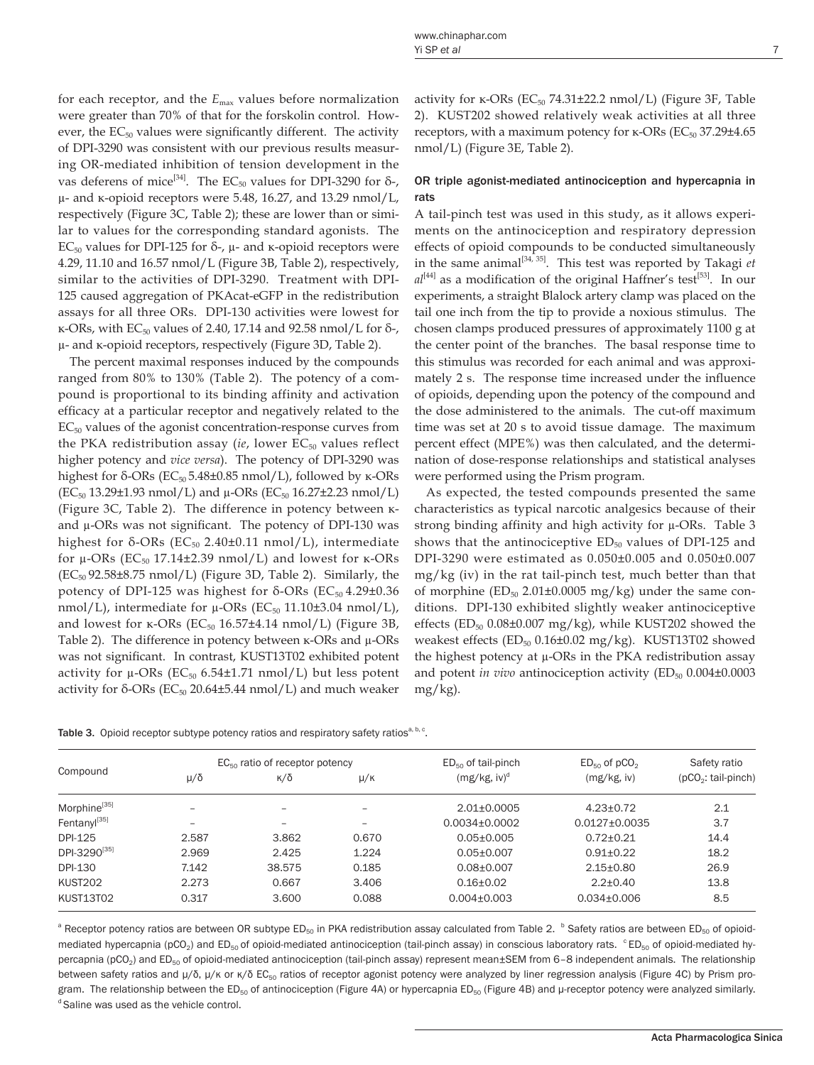for each receptor, and the $E_{max}$ values before normalization were greater than 70% of that for the forskolin control. However, the $EC_{50}$ values were significantly different. The activity of DPI-3290 was consistent with our previous results measuring OR-mediated inhibition of tension development in the vas deferens of mice[34]. The $EC_{50}$ values for DPI-3290 for δ-, μ- and κ-opioid receptors were 5.48, 16.27, and 13.29 nmol/L, respectively (Figure 3C, Table 2); these are lower than or similar to values for the corresponding standard agonists. The $EC_{50}$ values for DPI-125 for δ-, μ- and κ-opioid receptors were 4.29, 11.10 and 16.57 nmol/L (Figure 3B, Table 2), respectively, similar to the activities of DPI-3290. Treatment with DPI-125 caused aggregation of PKAcat-eGFP in the redistribution assays for all three ORs. DPI-130 activities were lowest for κ-ORs, with $EC_{50}$ values of 2.40, 17.14 and 92.58 nmol/L for δ-, μ- and κ-opioid receptors, respectively (Figure 3D, Table 2).

The percent maximal responses induced by the compounds ranged from 80% to 130% (Table 2). The potency of a compound is proportional to its binding affinity and activation efficacy at a particular receptor and negatively related to the $EC_{50}$ values of the agonist concentration-response curves from the PKA redistribution assay (*ie*, lower $EC_{50}$ values reflect higher potency and *vice versa*). The potency of DPI-3290 was highest for δ-ORs ($EC_{50}$ 5.48±0.85 nmol/L), followed by κ-ORs ($EC_{50}$ 13.29±1.93 nmol/L) and μ-ORs ($EC_{50}$ 16.27±2.23 nmol/L) (Figure 3C, Table 2). The difference in potency between κ- and μ-ORs was not significant. The potency of DPI-130 was highest for δ-ORs ($EC_{50}$ 2.40±0.11 nmol/L), intermediate for μ-ORs ($EC_{50}$ 17.14±2.39 nmol/L) and lowest for κ-ORs ($EC_{50}$ 92.58±8.75 nmol/L) (Figure 3D, Table 2). Similarly, the potency of DPI-125 was highest for δ-ORs ($EC_{50}$ 4.29±0.36 nmol/L), intermediate for μ-ORs ($EC_{50}$ 11.10±3.04 nmol/L), and lowest for κ-ORs ($EC_{50}$ 16.57±4.14 nmol/L) (Figure 3B, Table 2). The difference in potency between κ-ORs and μ-ORs was not significant. In contrast, KUST13T02 exhibited potent activity for μ-ORs ($EC_{50}$ 6.54±1.71 nmol/L) but less potent activity for δ-ORs ($EC_{50}$ 20.64±5.44 nmol/L) and much weaker activity for κ-ORs ($EC_{50}$ 74.31±22.2 nmol/L) (Figure 3F, Table 2). KUST202 showed relatively weak activities at all three receptors, with a maximum potency for κ-ORs ($EC_{50}$ 37.29±4.65 nmol/L) (Figure 3E, Table 2).

### OR triple agonist-mediated antinociception and hypercapnia in rats

A tail-pinch test was used in this study, as it allows experiments on the antinociception and respiratory depression effects of opioid compounds to be conducted simultaneously in the same animal[34, 35]. This test was reported by Takagi *et al*[44] as a modification of the original Haffner's test[53]. In our experiments, a straight Blalock artery clamp was placed on the tail one inch from the tip to provide a noxious stimulus. The chosen clamps produced pressures of approximately 1100 g at the center point of the branches. The basal response time to this stimulus was recorded for each animal and was approximately 2 s. The response time increased under the influence of opioids, depending upon the potency of the compound and the dose administered to the animals. The cut-off maximum time was set at 20 s to avoid tissue damage. The maximum percent effect (MPE%) was then calculated, and the determination of dose-response relationships and statistical analyses were performed using the Prism program.

As expected, the tested compounds presented the same characteristics as typical narcotic analgesics because of their strong binding affinity and high activity for μ-ORs. Table 3 shows that the antinociceptive $ED_{50}$ values of DPI-125 and DPI-3290 were estimated as 0.050±0.005 and 0.050±0.007 mg/kg (iv) in the rat tail-pinch test, much better than that of morphine ($ED_{50}$ 2.01±0.0005 mg/kg) under the same conditions. DPI-130 exhibited slightly weaker antinociceptive effects ($ED_{50}$ 0.08±0.007 mg/kg), while KUST202 showed the weakest effects ($ED_{50}$ 0.16±0.02 mg/kg). KUST13T02 showed the highest potency at μ-ORs in the PKA redistribution assay and potent *in vivo* antinociception activity ($ED_{50}$ 0.004±0.0003 mg/kg).

**Table 3.** Opioid receptor subtype potency ratios and respiratory safety ratios[a, b, c].

| Compound | $EC_{50}$ ratio of receptor potency | | | $ED_{50}$ of tail-pinch (mg/kg, iv)[d] | $ED_{50}$ of $pCO_2$ (mg/kg, iv) | Safety ratio ($pCO_2$: tail-pinch) |
|---|---|---|---|---|---|---|
| | μ/δ | κ/δ | μ/κ | | | |
| Morphine[35] | – | – | – | 2.01±0.0005 | 4.23±0.72 | 2.1 |
| Fentanyl[35] | – | – | – | 0.0034±0.0002 | 0.0127±0.0035 | 3.7 |
| DPI-125 | 2.587 | 3.862 | 0.670 | 0.05±0.005 | 0.72±0.21 | 14.4 |
| DPI-3290[35] | 2.969 | 2.425 | 1.224 | 0.05±0.007 | 0.91±0.22 | 18.2 |
| DPI-130 | 7.142 | 38.575 | 0.185 | 0.08±0.007 | 2.15±0.80 | 26.9 |
| KUST202 | 2.273 | 0.667 | 3.406 | 0.16±0.02 | 2.2±0.40 | 13.8 |
| KUST13T02 | 0.317 | 3.600 | 0.088 | 0.004±0.003 | 0.034±0.006 | 8.5 |

[a] Receptor potency ratios are between OR subtype $ED_{50}$ in PKA redistribution assay calculated from Table 2. [b] Safety ratios are between $ED_{50}$ of opioid-mediated hypercapnia ($pCO_2$) and $ED_{50}$ of opioid-mediated antinociception (tail-pinch assay) in conscious laboratory rats. [c] $ED_{50}$ of opioid-mediated hypercapnia ($pCO_2$) and $ED_{50}$ of opioid-mediated antinociception (tail-pinch assay) represent mean±SEM from 6–8 independent animals. The relationship between safety ratios and μ/δ, μ/κ or κ/δ $EC_{50}$ ratios of receptor agonist potency were analyzed by liner regression analysis (Figure 4C) by Prism program. The relationship between the $ED_{50}$ of antinociception (Figure 4A) or hypercapnia $ED_{50}$ (Figure 4B) and μ-receptor potency were analyzed similarly. [d] Saline was used as the vehicle control.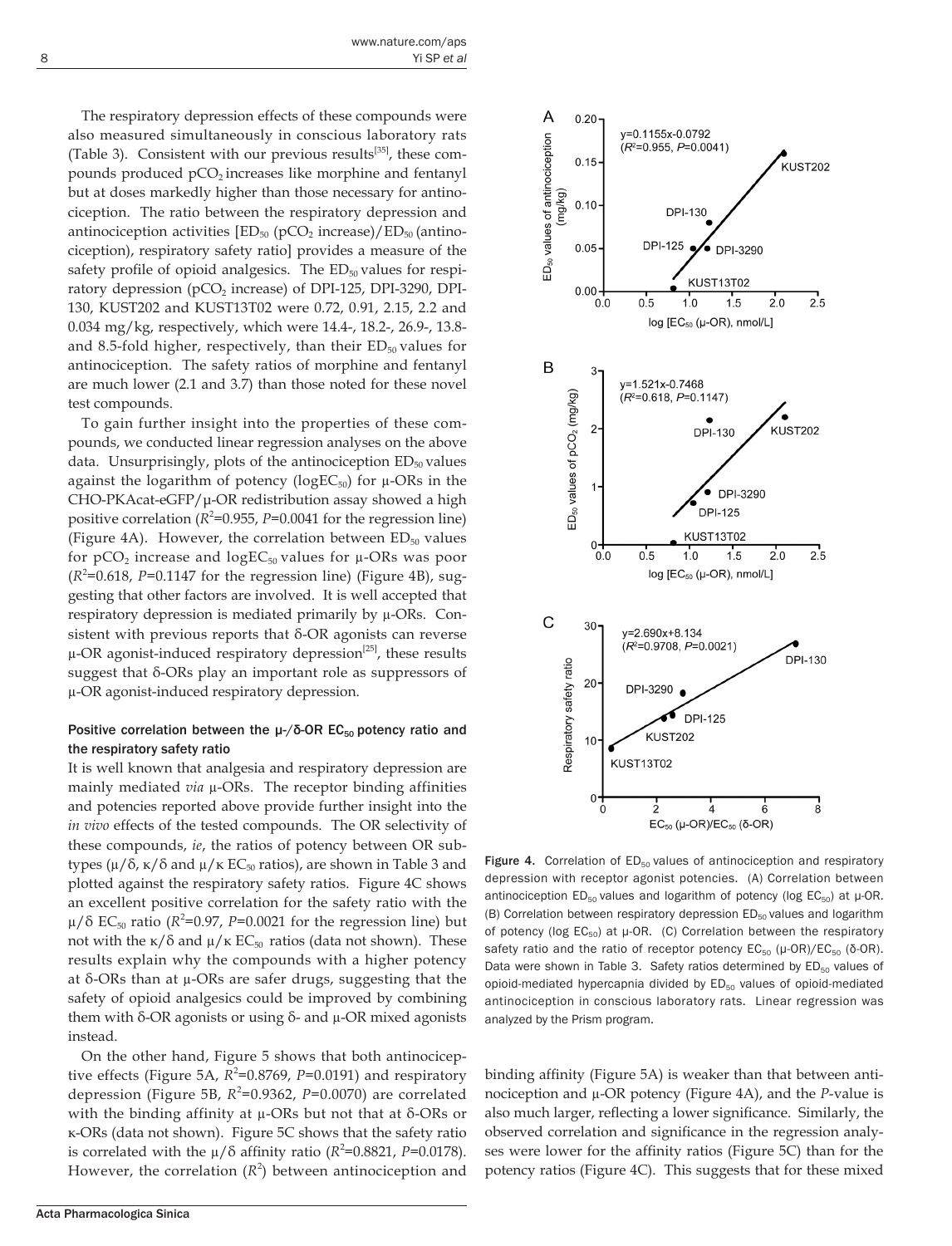The respiratory depression effects of these compounds were also measured simultaneously in conscious laboratory rats (Table 3). Consistent with our previous results[35], these compounds produced $pCO_2$ increases like morphine and fentanyl but at doses markedly higher than those necessary for antinociception. The ratio between the respiratory depression and antinociception activities [$ED_{50}$ ($pCO_2$ increase)/$ED_{50}$ (antinociception), respiratory safety ratio] provides a measure of the safety profile of opioid analgesics. The $ED_{50}$ values for respiratory depression ($pCO_2$ increase) of DPI-125, DPI-3290, DPI-130, KUST202 and KUST13T02 were 0.72, 0.91, 2.15, 2.2 and 0.034 mg/kg, respectively, which were 14.4-, 18.2-, 26.9-, 13.8- and 8.5-fold higher, respectively, than their $ED_{50}$ values for antinociception. The safety ratios of morphine and fentanyl are much lower (2.1 and 3.7) than those noted for these novel test compounds.

To gain further insight into the properties of these compounds, we conducted linear regression analyses on the above data. Unsurprisingly, plots of the antinociception $ED_{50}$ values against the logarithm of potency ($logEC_{50}$) for μ-ORs in the CHO-PKAcat-eGFP/μ-OR redistribution assay showed a high positive correlation ($R^2$=0.955, $P$=0.0041 for the regression line) (Figure 4A). However, the correlation between $ED_{50}$ values for $pCO_2$ increase and $logEC_{50}$ values for μ-ORs was poor ($R^2$=0.618, $P$=0.1147 for the regression line) (Figure 4B), suggesting that other factors are involved. It is well accepted that respiratory depression is mediated primarily by μ-ORs. Consistent with previous reports that δ-OR agonists can reverse μ-OR agonist-induced respiratory depression[25], these results suggest that δ-ORs play an important role as suppressors of μ-OR agonist-induced respiratory depression.

### Positive correlation between the μ-/δ-OR $EC_{50}$ potency ratio and the respiratory safety ratio

It is well known that analgesia and respiratory depression are mainly mediated *via* μ-ORs. The receptor binding affinities and potencies reported above provide further insight into the *in vivo* effects of the tested compounds. The OR selectivity of these compounds, *ie*, the ratios of potency between OR subtypes (μ/δ, κ/δ and μ/κ $EC_{50}$ ratios), are shown in Table 3 and plotted against the respiratory safety ratios. Figure 4C shows an excellent positive correlation for the safety ratio with the μ/δ $EC_{50}$ ratio ($R^2$=0.97, $P$=0.0021 for the regression line) but not with the κ/δ and μ/κ $EC_{50}$ ratios (data not shown). These results explain why the compounds with a higher potency at δ-ORs than at μ-ORs are safer drugs, suggesting that the safety of opioid analgesics could be improved by combining them with δ-OR agonists or using δ- and μ-OR mixed agonists instead.

On the other hand, Figure 5 shows that both antinociceptive effects (Figure 5A, $R^2$=0.8769, $P$=0.0191) and respiratory depression (Figure 5B, $R^2$=0.9362, $P$=0.0070) are correlated with the binding affinity at μ-ORs but not that at δ-ORs or κ-ORs (data not shown). Figure 5C shows that the safety ratio is correlated with the μ/δ affinity ratio ($R^2$=0.8821, $P$=0.0178). However, the correlation ($R^2$) between antinociception and binding affinity (Figure 5A) is weaker than that between antinociception and μ-OR potency (Figure 4A), and the $P$-value is also much larger, reflecting a lower significance. Similarly, the observed correlation and significance in the regression analyses were lower for the affinity ratios (Figure 5C) than for the potency ratios (Figure 4C). This suggests that for these mixed

**Figure 4.** Correlation of $ED_{50}$ values of antinociception and respiratory depression with receptor agonist potencies. (A) Correlation between antinociception $ED_{50}$ values and logarithm of potency (log $EC_{50}$) at μ-OR. (B) Correlation between respiratory depression $ED_{50}$ values and logarithm of potency (log $EC_{50}$) at μ-OR. (C) Correlation between the respiratory safety ratio and the ratio of receptor potency $EC_{50}$ (μ-OR)/$EC_{50}$ (δ-OR). Data were shown in Table 3. Safety ratios determined by $ED_{50}$ values of opioid-mediated hypercapnia divided by $ED_{50}$ values of opioid-mediated antinociception in conscious laboratory rats. Linear regression was analyzed by the Prism program.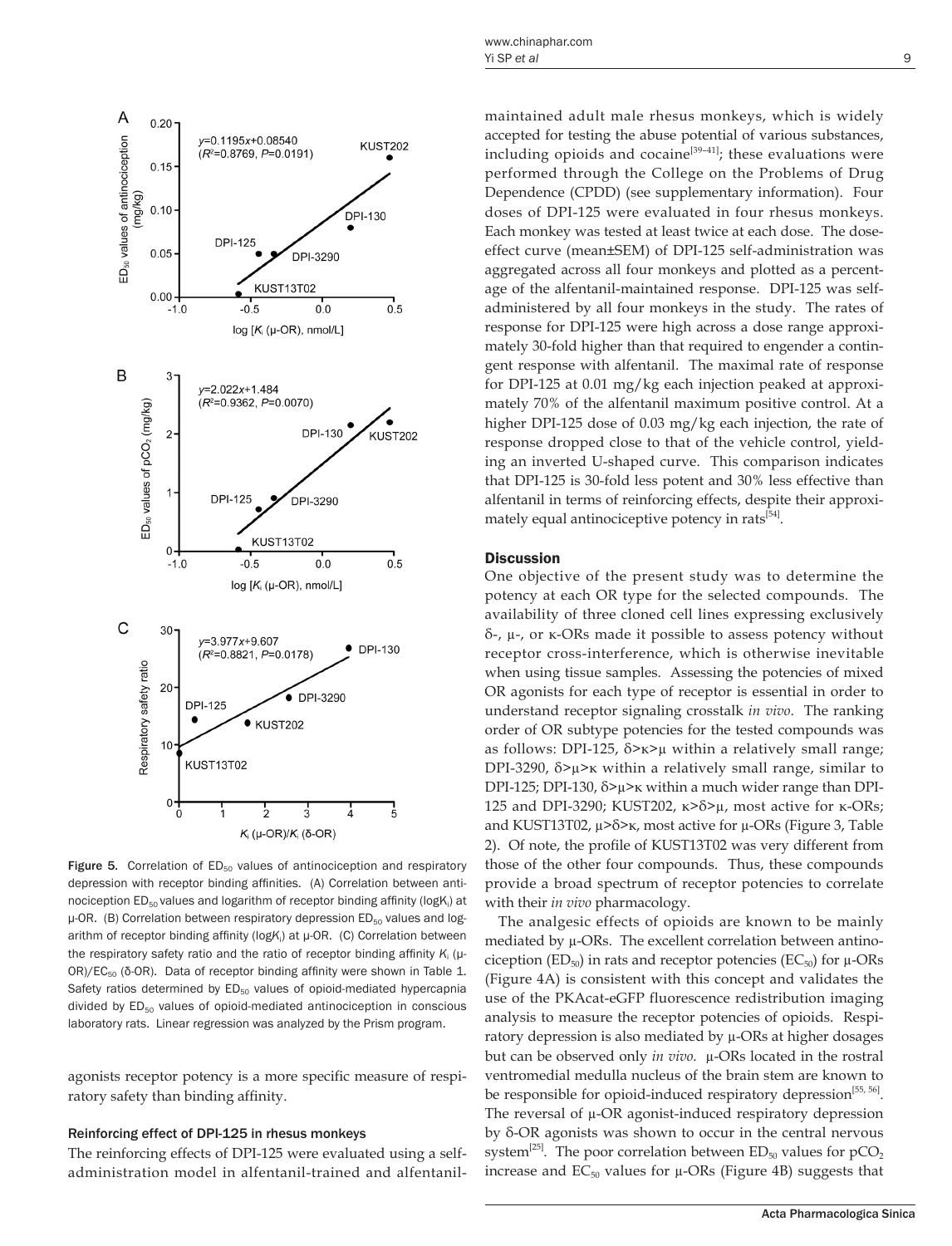Figure 5. Correlation of $ED_{50}$ values of antinociception and respiratory depression with receptor binding affinities. (A) Correlation between antinociception $ED_{50}$ values and logarithm of receptor binding affinity (log$K_i$) at μ-OR. (B) Correlation between respiratory depression $ED_{50}$ values and logarithm of receptor binding affinity (log$K_i$) at μ-OR. (C) Correlation between the respiratory safety ratio and the ratio of receptor binding affinity $K_i$ (μ-OR)/$EC_{50}$ (δ-OR). Data of receptor binding affinity were shown in Table 1. Safety ratios determined by $ED_{50}$ values of opioid-mediated hypercapnia divided by $ED_{50}$ values of opioid-mediated antinociception in conscious laboratory rats. Linear regression was analyzed by the Prism program.

agonists receptor potency is a more specific measure of respiratory safety than binding affinity.

#### Reinforcing effect of DPI-125 in rhesus monkeys

The reinforcing effects of DPI-125 were evaluated using a self-administration model in alfentanil-trained and alfentanil-maintained adult male rhesus monkeys, which is widely accepted for testing the abuse potential of various substances, including opioids and cocaine[39–41]; these evaluations were performed through the College on the Problems of Drug Dependence (CPDD) (see supplementary information). Four doses of DPI-125 were evaluated in four rhesus monkeys. Each monkey was tested at least twice at each dose. The dose-effect curve (mean±SEM) of DPI-125 self-administration was aggregated across all four monkeys and plotted as a percentage of the alfentanil-maintained response. DPI-125 was self-administered by all four monkeys in the study. The rates of response for DPI-125 were high across a dose range approximately 30-fold higher than that required to engender a contingent response with alfentanil. The maximal rate of response for DPI-125 at 0.01 mg/kg each injection peaked at approximately 70% of the alfentanil maximum positive control. At a higher DPI-125 dose of 0.03 mg/kg each injection, the rate of response dropped close to that of the vehicle control, yielding an inverted U-shaped curve. This comparison indicates that DPI-125 is 30-fold less potent and 30% less effective than alfentanil in terms of reinforcing effects, despite their approximately equal antinociceptive potency in rats[54].

### Discussion

One objective of the present study was to determine the potency at each OR type for the selected compounds. The availability of three cloned cell lines expressing exclusively δ-, μ-, or κ-ORs made it possible to assess potency without receptor cross-interference, which is otherwise inevitable when using tissue samples. Assessing the potencies of mixed OR agonists for each type of receptor is essential in order to understand receptor signaling crosstalk *in vivo*. The ranking order of OR subtype potencies for the tested compounds was as follows: DPI-125, δ>κ>μ within a relatively small range; DPI-3290, δ>μ>κ within a relatively small range, similar to DPI-125; DPI-130, δ>μ>κ within a much wider range than DPI-125 and DPI-3290; KUST202, κ>δ>μ, most active for κ-ORs; and KUST13T02, μ>δ>κ, most active for μ-ORs (Figure 3, Table 2). Of note, the profile of KUST13T02 was very different from those of the other four compounds. Thus, these compounds provide a broad spectrum of receptor potencies to correlate with their *in vivo* pharmacology.

The analgesic effects of opioids are known to be mainly mediated by μ-ORs. The excellent correlation between antinociception ($ED_{50}$) in rats and receptor potencies ($EC_{50}$) for μ-ORs (Figure 4A) is consistent with this concept and validates the use of the PKAcat-eGFP fluorescence redistribution imaging analysis to measure the receptor potencies of opioids. Respiratory depression is also mediated by μ-ORs at higher dosages but can be observed only *in vivo*. μ-ORs located in the rostral ventromedial medulla nucleus of the brain stem are known to be responsible for opioid-induced respiratory depression[55, 56]. The reversal of μ-OR agonist-induced respiratory depression by δ-OR agonists was shown to occur in the central nervous system[25]. The poor correlation between $ED_{50}$ values for $pCO_2$ increase and $EC_{50}$ values for μ-ORs (Figure 4B) suggests that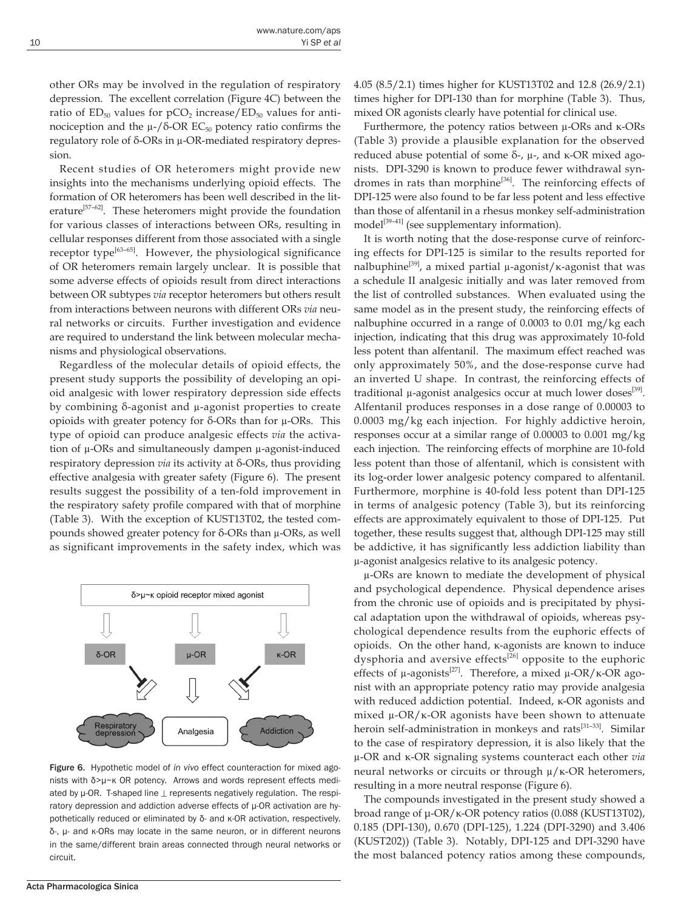other ORs may be involved in the regulation of respiratory depression. The excellent correlation (Figure 4C) between the ratio of $ED_{50}$ values for $pCO_2$ increase/$ED_{50}$ values for antinociception and the μ-/δ-OR $EC_{50}$ potency ratio confirms the regulatory role of δ-ORs in μ-OR-mediated respiratory depression.

Recent studies of OR heteromers might provide new insights into the mechanisms underlying opioid effects. The formation of OR heteromers has been well described in the literature[57–62]. These heteromers might provide the foundation for various classes of interactions between ORs, resulting in cellular responses different from those associated with a single receptor type[63–65]. However, the physiological significance of OR heteromers remain largely unclear. It is possible that some adverse effects of opioids result from direct interactions between OR subtypes *via* receptor heteromers but others result from interactions between neurons with different ORs *via* neural networks or circuits. Further investigation and evidence are required to understand the link between molecular mechanisms and physiological observations.

Regardless of the molecular details of opioid effects, the present study supports the possibility of developing an opioid analgesic with lower respiratory depression side effects by combining δ-agonist and μ-agonist properties to create opioids with greater potency for δ-ORs than for μ-ORs. This type of opioid can produce analgesic effects *via* the activation of μ-ORs and simultaneously dampen μ-agonist-induced respiratory depression *via* its activity at δ-ORs, thus providing effective analgesia with greater safety (Figure 6). The present results suggest the possibility of a ten-fold improvement in the respiratory safety profile compared with that of morphine (Table 3). With the exception of KUST13T02, the tested compounds showed greater potency for δ-ORs than μ-ORs, as well as significant improvements in the safety index, which was 4.05 (8.5/2.1) times higher for KUST13T02 and 12.8 (26.9/2.1) times higher for DPI-130 than for morphine (Table 3). Thus, mixed OR agonists clearly have potential for clinical use.

Figure 6. Hypothetic model of *in vivo* effect counteraction for mixed agonists with δ>μ~κ OR potency. Arrows and words represent effects mediated by μ-OR. T-shaped line ⊥ represents negatively regulation. The respiratory depression and addiction adverse effects of μ-OR activation are hypothetically reduced or eliminated by δ- and κ-OR activation, respectively. δ-, μ- and κ-ORs may locate in the same neuron, or in different neurons in the same/different brain areas connected through neural networks or circuit.

Furthermore, the potency ratios between μ-ORs and κ-ORs (Table 3) provide a plausible explanation for the observed reduced abuse potential of some δ-, μ-, and κ-OR mixed agonists. DPI-3290 is known to produce fewer withdrawal syndromes in rats than morphine[36]. The reinforcing effects of DPI-125 were also found to be far less potent and less effective than those of alfentanil in a rhesus monkey self-administration model[39–41] (see supplementary information).

It is worth noting that the dose-response curve of reinforcing effects for DPI-125 is similar to the results reported for nalbuphine[39], a mixed partial μ-agonist/κ-agonist that was a schedule II analgesic initially and was later removed from the list of controlled substances. When evaluated using the same model as in the present study, the reinforcing effects of nalbuphine occurred in a range of 0.0003 to 0.01 mg/kg each injection, indicating that this drug was approximately 10-fold less potent than alfentanil. The maximum effect reached was only approximately 50%, and the dose-response curve had an inverted U shape. In contrast, the reinforcing effects of traditional μ-agonist analgesics occur at much lower doses[39]. Alfentanil produces responses in a dose range of 0.00003 to 0.0003 mg/kg each injection. For highly addictive heroin, responses occur at a similar range of 0.00003 to 0.001 mg/kg each injection. The reinforcing effects of morphine are 10-fold less potent than those of alfentanil, which is consistent with its log-order lower analgesic potency compared to alfentanil. Furthermore, morphine is 40-fold less potent than DPI-125 in terms of analgesic potency (Table 3), but its reinforcing effects are approximately equivalent to those of DPI-125. Put together, these results suggest that, although DPI-125 may still be addictive, it has significantly less addiction liability than μ-agonist analgesics relative to its analgesic potency.

μ-ORs are known to mediate the development of physical and psychological dependence. Physical dependence arises from the chronic use of opioids and is precipitated by physical adaptation upon the withdrawal of opioids, whereas psychological dependence results from the euphoric effects of opioids. On the other hand, κ-agonists are known to induce dysphoria and aversive effects[26] opposite to the euphoric effects of μ-agonists[27]. Therefore, a mixed μ-OR/κ-OR agonist with an appropriate potency ratio may provide analgesia with reduced addiction potential. Indeed, κ-OR agonists and mixed μ-OR/κ-OR agonists have been shown to attenuate heroin self-administration in monkeys and rats[31–33]. Similar to the case of respiratory depression, it is also likely that the μ-OR and κ-OR signaling systems counteract each other *via* neural networks or circuits or through μ/κ-OR heteromers, resulting in a more neutral response (Figure 6).

The compounds investigated in the present study showed a broad range of μ-OR/κ-OR potency ratios (0.088 (KUST13T02), 0.185 (DPI-130), 0.670 (DPI-125), 1.224 (DPI-3290) and 3.406 (KUST202)) (Table 3). Notably, DPI-125 and DPI-3290 have the most balanced potency ratios among these compounds,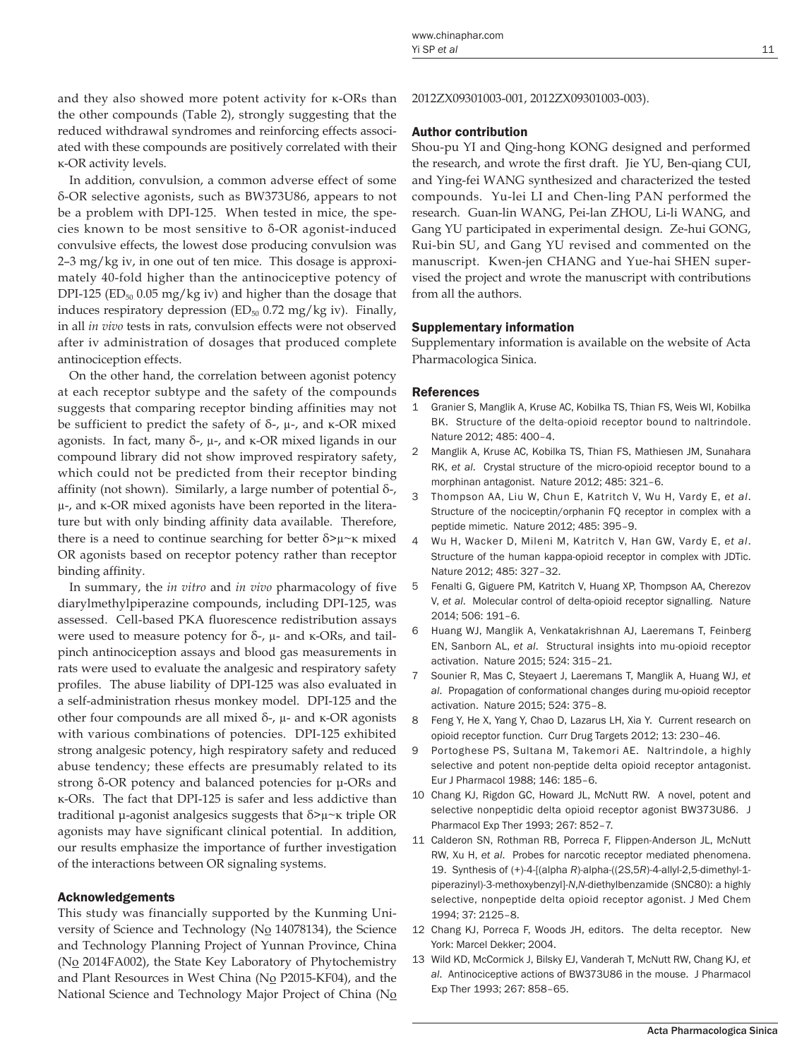and they also showed more potent activity for κ-ORs than the other compounds (Table 2), strongly suggesting that the reduced withdrawal syndromes and reinforcing effects associated with these compounds are positively correlated with their κ-OR activity levels.

In addition, convulsion, a common adverse effect of some δ-OR selective agonists, such as BW373U86, appears to not be a problem with DPI-125. When tested in mice, the species known to be most sensitive to δ-OR agonist-induced convulsive effects, the lowest dose producing convulsion was 2–3 mg/kg iv, in one out of ten mice. This dosage is approximately 40-fold higher than the antinociceptive potency of DPI-125 ($ED_{50}$ 0.05 mg/kg iv) and higher than the dosage that induces respiratory depression ($ED_{50}$ 0.72 mg/kg iv). Finally, in all *in vivo* tests in rats, convulsion effects were not observed after iv administration of dosages that produced complete antinociception effects.

On the other hand, the correlation between agonist potency at each receptor subtype and the safety of the compounds suggests that comparing receptor binding affinities may not be sufficient to predict the safety of δ-, μ-, and κ-OR mixed agonists. In fact, many δ-, μ-, and κ-OR mixed ligands in our compound library did not show improved respiratory safety, which could not be predicted from their receptor binding affinity (not shown). Similarly, a large number of potential δ-, μ-, and κ-OR mixed agonists have been reported in the literature but with only binding affinity data available. Therefore, there is a need to continue searching for better δ>μ~κ mixed OR agonists based on receptor potency rather than receptor binding affinity.

In summary, the *in vitro* and *in vivo* pharmacology of five diarylmethylpiperazine compounds, including DPI-125, was assessed. Cell-based PKA fluorescence redistribution assays were used to measure potency for δ-, μ- and κ-ORs, and tail-pinch antinociception assays and blood gas measurements in rats were used to evaluate the analgesic and respiratory safety profiles. The abuse liability of DPI-125 was also evaluated in a self-administration rhesus monkey model. DPI-125 and the other four compounds are all mixed δ-, μ- and κ-OR agonists with various combinations of potencies. DPI-125 exhibited strong analgesic potency, high respiratory safety and reduced abuse tendency; these effects are presumably related to its strong δ-OR potency and balanced potencies for μ-ORs and κ-ORs. The fact that DPI-125 is safer and less addictive than traditional μ-agonist analgesics suggests that δ>μ~κ triple OR agonists may have significant clinical potential. In addition, our results emphasize the importance of further investigation of the interactions between OR signaling systems.

## Acknowledgements

This study was financially supported by the Kunming University of Science and Technology (No 14078134), the Science and Technology Planning Project of Yunnan Province, China (No 2014FA002), the State Key Laboratory of Phytochemistry and Plant Resources in West China (No P2015-KF04), and the National Science and Technology Major Project of China (No 2012ZX09301003-001, 2012ZX09301003-003).

## Author contribution

Shou-pu YI and Qing-hong KONG designed and performed the research, and wrote the first draft. Jie YU, Ben-qiang CUI, and Ying-fei WANG synthesized and characterized the tested compounds. Yu-lei LI and Chen-ling PAN performed the research. Guan-lin WANG, Pei-lan ZHOU, Li-li WANG, and Gang YU participated in experimental design. Ze-hui GONG, Rui-bin SU, and Gang YU revised and commented on the manuscript. Kwen-jen CHANG and Yue-hai SHEN supervised the project and wrote the manuscript with contributions from all the authors.

## Supplementary information

Supplementary information is available on the website of Acta Pharmacologica Sinica.

## References

1. Granier S, Manglik A, Kruse AC, Kobilka TS, Thian FS, Weis WI, Kobilka BK. Structure of the delta-opioid receptor bound to naltrindole. Nature 2012; 485: 400–4.
2. Manglik A, Kruse AC, Kobilka TS, Thian FS, Mathiesen JM, Sunahara RK, *et al*. Crystal structure of the micro-opioid receptor bound to a morphinan antagonist. Nature 2012; 485: 321–6.
3. Thompson AA, Liu W, Chun E, Katritch V, Wu H, Vardy E, *et al*. Structure of the nociceptin/orphanin FQ receptor in complex with a peptide mimetic. Nature 2012; 485: 395–9.
4. Wu H, Wacker D, Mileni M, Katritch V, Han GW, Vardy E, *et al*. Structure of the human kappa-opioid receptor in complex with JDTic. Nature 2012; 485: 327–32.
5. Fenalti G, Giguere PM, Katritch V, Huang XP, Thompson AA, Cherezov V, *et al*. Molecular control of delta-opioid receptor signalling. Nature 2014; 506: 191–6.
6. Huang WJ, Manglik A, Venkatakrishnan AJ, Laeremans T, Feinberg EN, Sanborn AL, *et al*. Structural insights into mu-opioid receptor activation. Nature 2015; 524: 315–21.
7. Sounier R, Mas C, Steyaert J, Laeremans T, Manglik A, Huang WJ, *et al*. Propagation of conformational changes during mu-opioid receptor activation. Nature 2015; 524: 375–8.
8. Feng Y, He X, Yang Y, Chao D, Lazarus LH, Xia Y. Current research on opioid receptor function. Curr Drug Targets 2012; 13: 230–46.
9. Portoghese PS, Sultana M, Takemori AE. Naltrindole, a highly selective and potent non-peptide delta opioid receptor antagonist. Eur J Pharmacol 1988; 146: 185–6.
10. Chang KJ, Rigdon GC, Howard JL, McNutt RW. A novel, potent and selective nonpeptidic delta opioid receptor agonist BW373U86. J Pharmacol Exp Ther 1993; 267: 852–7.
11. Calderon SN, Rothman RB, Porreca F, Flippen-Anderson JL, McNutt RW, Xu H, *et al*. Probes for narcotic receptor mediated phenomena. 19. Synthesis of (+)-4-[(alpha *R*)-alpha-((2*S*,5*R*)-4-allyl-2,5-dimethyl-1-piperazinyl)-3-methoxybenzyl]-*N*,*N*-diethylbenzamide (SNC80): a highly selective, nonpeptide delta opioid receptor agonist. J Med Chem 1994; 37: 2125–8.
12. Chang KJ, Porreca F, Woods JH, editors. The delta receptor. New York: Marcel Dekker; 2004.
13. Wild KD, McCormick J, Bilsky EJ, Vanderah T, McNutt RW, Chang KJ, *et al*. Antinociceptive actions of BW373U86 in the mouse. J Pharmacol Exp Ther 1993; 267: 858–65.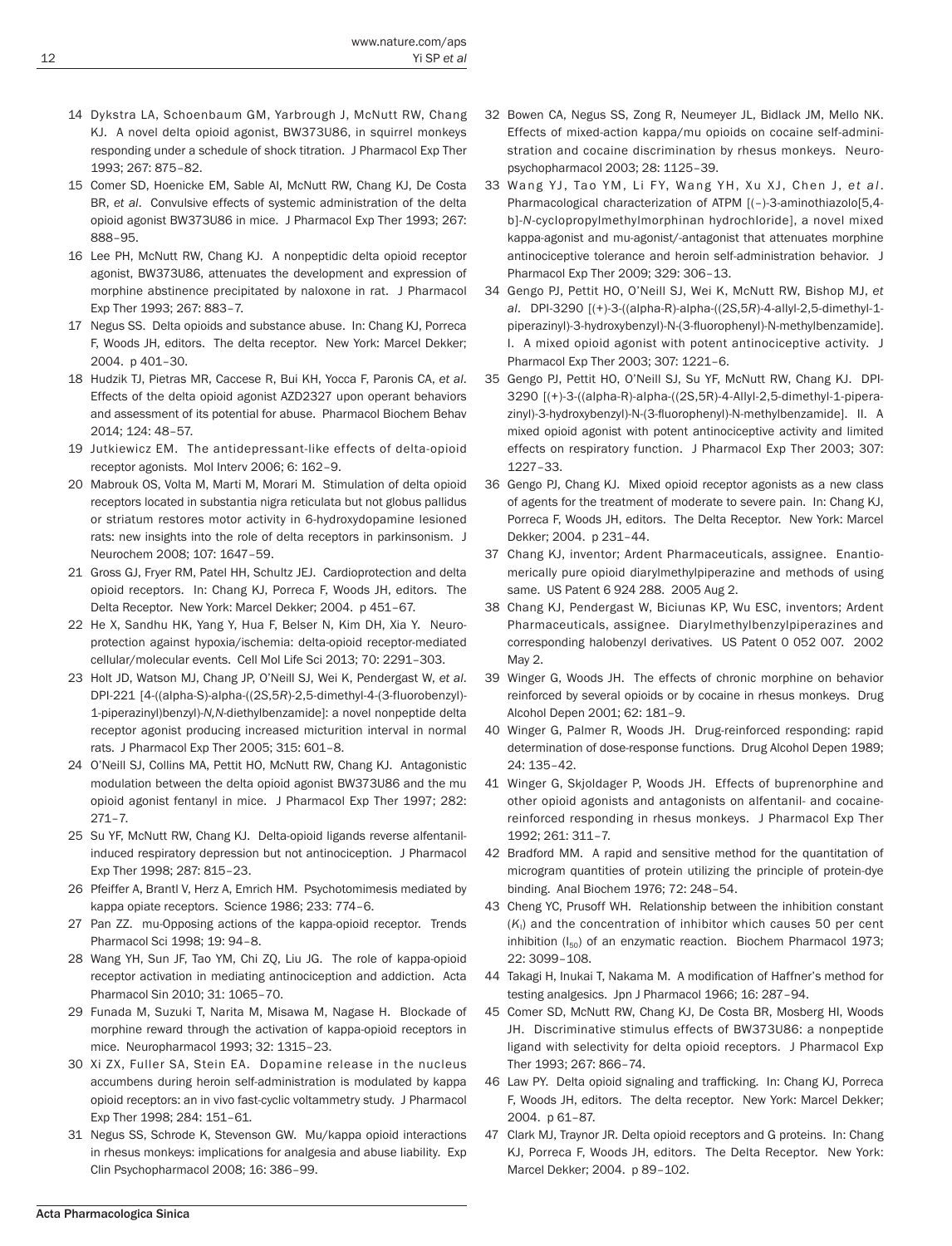14 Dykstra LA, Schoenbaum GM, Yarbrough J, McNutt RW, Chang KJ. A novel delta opioid agonist, BW373U86, in squirrel monkeys responding under a schedule of shock titration. J Pharmacol Exp Ther 1993; 267: 875–82.

15 Comer SD, Hoenicke EM, Sable AI, McNutt RW, Chang KJ, De Costa BR, *et al*. Convulsive effects of systemic administration of the delta opioid agonist BW373U86 in mice. J Pharmacol Exp Ther 1993; 267: 888–95.

16 Lee PH, McNutt RW, Chang KJ. A nonpeptidic delta opioid receptor agonist, BW373U86, attenuates the development and expression of morphine abstinence precipitated by naloxone in rat. J Pharmacol Exp Ther 1993; 267: 883–7.

17 Negus SS. Delta opioids and substance abuse. In: Chang KJ, Porreca F, Woods JH, editors. The delta receptor. New York: Marcel Dekker; 2004. p 401–30.

18 Hudzik TJ, Pietras MR, Caccese R, Bui KH, Yocca F, Paronis CA, *et al*. Effects of the delta opioid agonist AZD2327 upon operant behaviors and assessment of its potential for abuse. Pharmacol Biochem Behav 2014; 124: 48–57.

19 Jutkiewicz EM. The antidepressant-like effects of delta-opioid receptor agonists. Mol Interv 2006; 6: 162–9.

20 Mabrouk OS, Volta M, Marti M, Morari M. Stimulation of delta opioid receptors located in substantia nigra reticulata but not globus pallidus or striatum restores motor activity in 6-hydroxydopamine lesioned rats: new insights into the role of delta receptors in parkinsonism. J Neurochem 2008; 107: 1647–59.

21 Gross GJ, Fryer RM, Patel HH, Schultz JEJ. Cardioprotection and delta opioid receptors. In: Chang KJ, Porreca F, Woods JH, editors. The Delta Receptor. New York: Marcel Dekker; 2004. p 451–67.

22 He X, Sandhu HK, Yang Y, Hua F, Belser N, Kim DH, Xia Y. Neuroprotection against hypoxia/ischemia: delta-opioid receptor-mediated cellular/molecular events. Cell Mol Life Sci 2013; 70: 2291–303.

23 Holt JD, Watson MJ, Chang JP, O'Neill SJ, Wei K, Pendergast W, *et al*. DPI-221 [4-((alpha-S)-alpha-((2*S*,5*R*)-2,5-dimethyl-4-(3-fluorobenzyl)-1-piperazinyl)benzyl)-*N,N*-diethylbenzamide]: a novel nonpeptide delta receptor agonist producing increased micturition interval in normal rats. J Pharmacol Exp Ther 2005; 315: 601–8.

24 O'Neill SJ, Collins MA, Pettit HO, McNutt RW, Chang KJ. Antagonistic modulation between the delta opioid agonist BW373U86 and the mu opioid agonist fentanyl in mice. J Pharmacol Exp Ther 1997; 282: 271–7.

25 Su YF, McNutt RW, Chang KJ. Delta-opioid ligands reverse alfentanil-induced respiratory depression but not antinociception. J Pharmacol Exp Ther 1998; 287: 815–23.

26 Pfeiffer A, Brantl V, Herz A, Emrich HM. Psychotomimesis mediated by kappa opiate receptors. Science 1986; 233: 774–6.

27 Pan ZZ. mu-Opposing actions of the kappa-opioid receptor. Trends Pharmacol Sci 1998; 19: 94–8.

28 Wang YH, Sun JF, Tao YM, Chi ZQ, Liu JG. The role of kappa-opioid receptor activation in mediating antinociception and addiction. Acta Pharmacol Sin 2010; 31: 1065–70.

29 Funada M, Suzuki T, Narita M, Misawa M, Nagase H. Blockade of morphine reward through the activation of kappa-opioid receptors in mice. Neuropharmacol 1993; 32: 1315–23.

30 Xi ZX, Fuller SA, Stein EA. Dopamine release in the nucleus accumbens during heroin self-administration is modulated by kappa opioid receptors: an in vivo fast-cyclic voltammetry study. J Pharmacol Exp Ther 1998; 284: 151–61.

31 Negus SS, Schrode K, Stevenson GW. Mu/kappa opioid interactions in rhesus monkeys: implications for analgesia and abuse liability. Exp Clin Psychopharmacol 2008; 16: 386–99.

32 Bowen CA, Negus SS, Zong R, Neumeyer JL, Bidlack JM, Mello NK. Effects of mixed-action kappa/mu opioids on cocaine self-administration and cocaine discrimination by rhesus monkeys. Neuropsychopharmacol 2003; 28: 1125–39.

33 Wang YJ, Tao YM, Li FY, Wang YH, Xu XJ, Chen J, *et al*. Pharmacological characterization of ATPM [(–)-3-aminothiazolo[5,4-b]-*N*-cyclopropylmethylmorphinan hydrochloride], a novel mixed kappa-agonist and mu-agonist/-antagonist that attenuates morphine antinociceptive tolerance and heroin self-administration behavior. J Pharmacol Exp Ther 2009; 329: 306–13.

34 Gengo PJ, Pettit HO, O'Neill SJ, Wei K, McNutt RW, Bishop MJ, *et al*. DPI-3290 [(+)-3-((alpha-R)-alpha-((2*S*,5*R*)-4-allyl-2,5-dimethyl-1-piperazinyl)-3-hydroxybenzyl)-N-(3-fluorophenyl)-N-methylbenzamide]. I. A mixed opioid agonist with potent antinociceptive activity. J Pharmacol Exp Ther 2003; 307: 1221–6.

35 Gengo PJ, Pettit HO, O'Neill SJ, Su YF, McNutt RW, Chang KJ. DPI-3290 [(+)-3-((alpha-R)-alpha-((2S,5R)-4-Allyl-2,5-dimethyl-1-piperazinyl)-3-hydroxybenzyl)-N-(3-fluorophenyl)-N-methylbenzamide]. II. A mixed opioid agonist with potent antinociceptive activity and limited effects on respiratory function. J Pharmacol Exp Ther 2003; 307: 1227–33.

36 Gengo PJ, Chang KJ. Mixed opioid receptor agonists as a new class of agents for the treatment of moderate to severe pain. In: Chang KJ, Porreca F, Woods JH, editors. The Delta Receptor. New York: Marcel Dekker; 2004. p 231–44.

37 Chang KJ, inventor; Ardent Pharmaceuticals, assignee. Enantiomerically pure opioid diarylmethylpiperazine and methods of using same. US Patent 6 924 288. 2005 Aug 2.

38 Chang KJ, Pendergast W, Biciunas KP, Wu ESC, inventors; Ardent Pharmaceuticals, assignee. Diarylmethylbenzylpiperazines and corresponding halobenzyl derivatives. US Patent 0 052 007. 2002 May 2.

39 Winger G, Woods JH. The effects of chronic morphine on behavior reinforced by several opioids or by cocaine in rhesus monkeys. Drug Alcohol Depen 2001; 62: 181–9.

40 Winger G, Palmer R, Woods JH. Drug-reinforced responding: rapid determination of dose-response functions. Drug Alcohol Depen 1989; 24: 135–42.

41 Winger G, Skjoldager P, Woods JH. Effects of buprenorphine and other opioid agonists and antagonists on alfentanil- and cocaine-reinforced responding in rhesus monkeys. J Pharmacol Exp Ther 1992; 261: 311–7.

42 Bradford MM. A rapid and sensitive method for the quantitation of microgram quantities of protein utilizing the principle of protein-dye binding. Anal Biochem 1976; 72: 248–54.

43 Cheng YC, Prusoff WH. Relationship between the inhibition constant ($K_i$) and the concentration of inhibitor which causes 50 per cent inhibition ($I_{50}$) of an enzymatic reaction. Biochem Pharmacol 1973; 22: 3099–108.

44 Takagi H, Inukai T, Nakama M. A modification of Haffner's method for testing analgesics. Jpn J Pharmacol 1966; 16: 287–94.

45 Comer SD, McNutt RW, Chang KJ, De Costa BR, Mosberg HI, Woods JH. Discriminative stimulus effects of BW373U86: a nonpeptide ligand with selectivity for delta opioid receptors. J Pharmacol Exp Ther 1993; 267: 866–74.

46 Law PY. Delta opioid signaling and trafficking. In: Chang KJ, Porreca F, Woods JH, editors. The delta receptor. New York: Marcel Dekker; 2004. p 61–87.

47 Clark MJ, Traynor JR. Delta opioid receptors and G proteins. In: Chang KJ, Porreca F, Woods JH, editors. The Delta Receptor. New York: Marcel Dekker; 2004. p 89–102.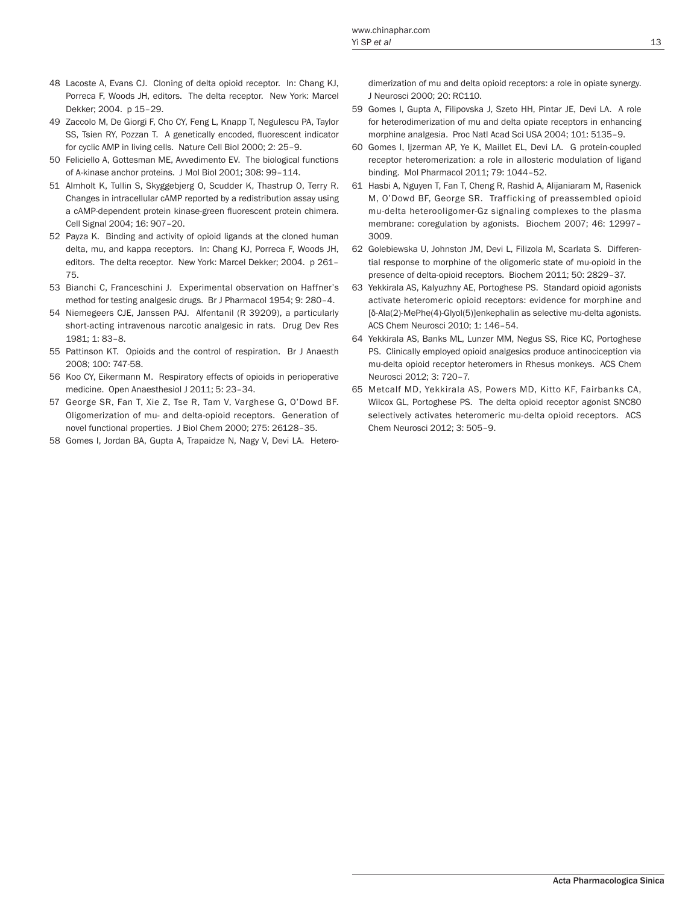48 Lacoste A, Evans CJ. Cloning of delta opioid receptor. In: Chang KJ, Porreca F, Woods JH, editors. The delta receptor. New York: Marcel Dekker; 2004. p 15–29.

49 Zaccolo M, De Giorgi F, Cho CY, Feng L, Knapp T, Negulescu PA, Taylor SS, Tsien RY, Pozzan T. A genetically encoded, fluorescent indicator for cyclic AMP in living cells. Nature Cell Biol 2000; 2: 25–9.

50 Feliciello A, Gottesman ME, Avvedimento EV. The biological functions of A-kinase anchor proteins. J Mol Biol 2001; 308: 99–114.

51 Almholt K, Tullin S, Skyggebjerg O, Scudder K, Thastrup O, Terry R. Changes in intracellular cAMP reported by a redistribution assay using a cAMP-dependent protein kinase-green fluorescent protein chimera. Cell Signal 2004; 16: 907–20.

52 Payza K. Binding and activity of opioid ligands at the cloned human delta, mu, and kappa receptors. In: Chang KJ, Porreca F, Woods JH, editors. The delta receptor. New York: Marcel Dekker; 2004. p 261–75.

53 Bianchi C, Franceschini J. Experimental observation on Haffner's method for testing analgesic drugs. Br J Pharmacol 1954; 9: 280–4.

54 Niemegeers CJE, Janssen PAJ. Alfentanil (R 39209), a particularly short-acting intravenous narcotic analgesic in rats. Drug Dev Res 1981; 1: 83–8.

55 Pattinson KT. Opioids and the control of respiration. Br J Anaesth 2008; 100: 747-58.

56 Koo CY, Eikermann M. Respiratory effects of opioids in perioperative medicine. Open Anaesthesiol J 2011; 5: 23–34.

57 George SR, Fan T, Xie Z, Tse R, Tam V, Varghese G, O'Dowd BF. Oligomerization of mu- and delta-opioid receptors. Generation of novel functional properties. J Biol Chem 2000; 275: 26128–35.

58 Gomes I, Jordan BA, Gupta A, Trapaidze N, Nagy V, Devi LA. Heterodimerization of mu and delta opioid receptors: a role in opiate synergy. J Neurosci 2000; 20: RC110.

59 Gomes I, Gupta A, Filipovska J, Szeto HH, Pintar JE, Devi LA. A role for heterodimerization of mu and delta opiate receptors in enhancing morphine analgesia. Proc Natl Acad Sci USA 2004; 101: 5135–9.

60 Gomes I, Ijzerman AP, Ye K, Maillet EL, Devi LA. G protein-coupled receptor heteromerization: a role in allosteric modulation of ligand binding. Mol Pharmacol 2011; 79: 1044–52.

61 Hasbi A, Nguyen T, Fan T, Cheng R, Rashid A, Alijaniaram M, Rasenick M, O'Dowd BF, George SR. Trafficking of preassembled opioid mu-delta heterooligomer-Gz signaling complexes to the plasma membrane: coregulation by agonists. Biochem 2007; 46: 12997–3009.

62 Golebiewska U, Johnston JM, Devi L, Filizola M, Scarlata S. Differential response to morphine of the oligomeric state of mu-opioid in the presence of delta-opioid receptors. Biochem 2011; 50: 2829–37.

63 Yekkirala AS, Kalyuzhny AE, Portoghese PS. Standard opioid agonists activate heteromeric opioid receptors: evidence for morphine and [δ-Ala(2)-MePhe(4)-Glyol(5)]enkephalin as selective mu-delta agonists. ACS Chem Neurosci 2010; 1: 146–54.

64 Yekkirala AS, Banks ML, Lunzer MM, Negus SS, Rice KC, Portoghese PS. Clinically employed opioid analgesics produce antinociception via mu-delta opioid receptor heteromers in Rhesus monkeys. ACS Chem Neurosci 2012; 3: 720–7.

65 Metcalf MD, Yekkirala AS, Powers MD, Kitto KF, Fairbanks CA, Wilcox GL, Portoghese PS. The delta opioid receptor agonist SNC80 selectively activates heteromeric mu-delta opioid receptors. ACS Chem Neurosci 2012; 3: 505–9.